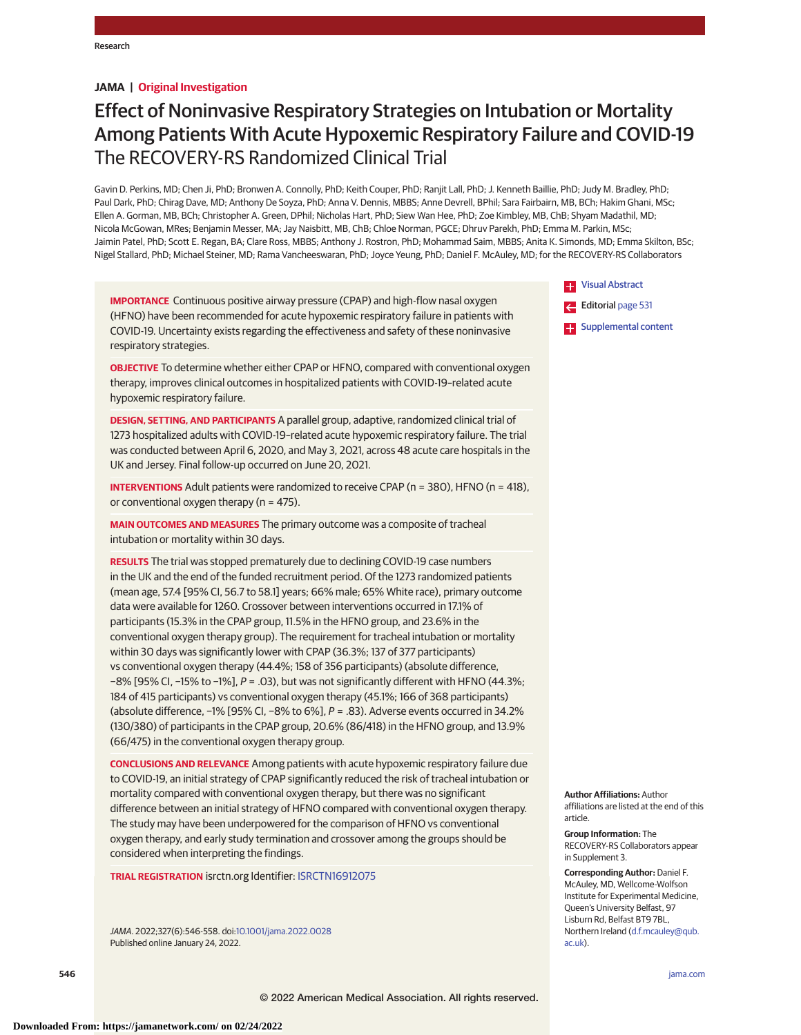Research

**JAMA | Original Investigation**

# Effect of Noninvasive Respiratory Strategies on Intubation or Mortality Among Patients With Acute Hypoxemic Respiratory Failure and COVID-19

## The RECOVERY-RS Randomized Clinical Trial

Gavin D. Perkins, MD; Chen Ji, PhD; Bronwen A. Connolly, PhD; Keith Couper, PhD; Ranjit Lall, PhD; J. Kenneth Baillie, PhD; Judy M. Bradley, PhD; Paul Dark, PhD; Chirag Dave, MD; Anthony De Soyza, PhD; Anna V. Dennis, MBBS; Anne Devrell, BPhil; Sara Fairbairn, MB, BCh; Hakim Ghani, MSc; Ellen A. Gorman, MB, BCh; Christopher A. Green, DPhil; Nicholas Hart, PhD; Siew Wan Hee, PhD; Zoe Kimbley, MB, ChB; Shyam Madathil, MD; Nicola McGowan, MRes; Benjamin Messer, MA; Jay Naisbitt, MB, ChB; Chloe Norman, PGCE; Dhruv Parekh, PhD; Emma M. Parkin, MSc; Jaimin Patel, PhD; Scott E. Regan, BA; Clare Ross, MBBS; Anthony J. Rostron, PhD; Mohammad Saim, MBBS; Anita K. Simonds, MD; Emma Skilton, BSc; Nigel Stallard, PhD; Michael Steiner, MD; Rama Vancheeswaran, PhD; Joyce Yeung, PhD; Daniel F. McAuley, MD; for the RECOVERY-RS Collaborators

**IMPORTANCE** Continuous positive airway pressure (CPAP) and high-flow nasal oxygen (HFNO) have been recommended for acute hypoxemic respiratory failure in patients with COVID-19. Uncertainty exists regarding the effectiveness and safety of these noninvasive respiratory strategies.

**OBJECTIVE** To determine whether either CPAP or HFNO, compared with conventional oxygen therapy, improves clinical outcomes in hospitalized patients with COVID-19–related acute hypoxemic respiratory failure.

**DESIGN, SETTING, AND PARTICIPANTS** A parallel group, adaptive, randomized clinical trial of 1273 hospitalized adults with COVID-19–related acute hypoxemic respiratory failure. The trial was conducted between April 6, 2020, and May 3, 2021, across 48 acute care hospitals in the UK and Jersey. Final follow-up occurred on June 20, 2021.

**INTERVENTIONS** Adult patients were randomized to receive CPAP (n = 380), HFNO (n = 418), or conventional oxygen therapy (n = 475).

**MAIN OUTCOMES AND MEASURES** The primary outcome was a composite of tracheal intubation or mortality within 30 days.

**RESULTS** The trial was stopped prematurely due to declining COVID-19 case numbers in the UK and the end of the funded recruitment period. Of the 1273 randomized patients (mean age, 57.4 [95% CI, 56.7 to 58.1] years; 66% male; 65% White race), primary outcome data were available for 1260. Crossover between interventions occurred in 17.1% of participants (15.3% in the CPAP group, 11.5% in the HFNO group, and 23.6% in the conventional oxygen therapy group). The requirement for tracheal intubation or mortality within 30 days was significantly lower with CPAP (36.3%; 137 of 377 participants) vs conventional oxygen therapy (44.4%; 158 of 356 participants) (absolute difference, −8% [95% CI, −15% to −1%], *P* = .03), but was not significantly different with HFNO (44.3%; 184 of 415 participants) vs conventional oxygen therapy (45.1%; 166 of 368 participants) (absolute difference, −1% [95% CI, −8% to 6%], *P* = .83). Adverse events occurred in 34.2% (130/380) of participants in the CPAP group, 20.6% (86/418) in the HFNO group, and 13.9% (66/475) in the conventional oxygen therapy group.

**CONCLUSIONS AND RELEVANCE** Among patients with acute hypoxemic respiratory failure due to COVID-19, an initial strategy of CPAP significantly reduced the risk of tracheal intubation or mortality compared with conventional oxygen therapy, but there was no significant difference between an initial strategy of HFNO compared with conventional oxygen therapy. The study may have been underpowered for the comparison of HFNO vs conventional oxygen therapy, and early study termination and crossover among the groups should be considered when interpreting the findings.

**TRIAL REGISTRATION** isrctn.org Identifier: ISRCTN16912075

*JAMA*. 2022;327(6):546-558. doi:10.1001/jama.2022.0028
Published online January 24, 2022.

Visual Abstract

Editorial page 531

Supplemental content

**Author Affiliations:** Author affiliations are listed at the end of this article.

**Group Information:** The RECOVERY-RS Collaborators appear in Supplement 3.

**Corresponding Author:** Daniel F. McAuley, MD, Wellcome-Wolfson Institute for Experimental Medicine, Queen's University Belfast, 97 Lisburn Rd, Belfast BT9 7BL, Northern Ireland (d.f.mcauley@qub.ac.uk).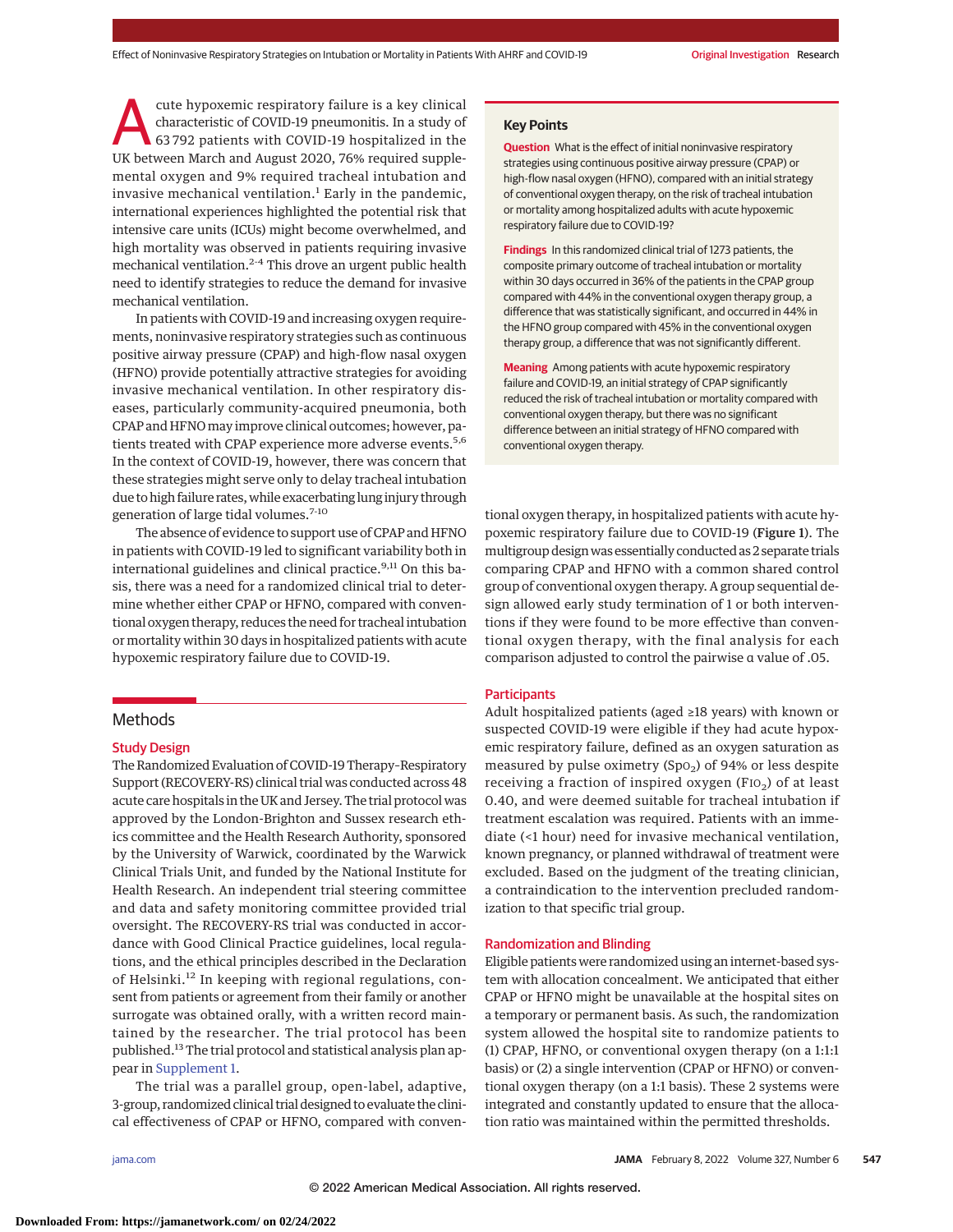Acute hypoxemic respiratory failure is a key clinical characteristic of COVID-19 pneumonitis. In a study of 63 792 patients with COVID-19 hospitalized in the UK between March and August 2020, 76% required supplemental oxygen and 9% required tracheal intubation and invasive mechanical ventilation.[1] Early in the pandemic, international experiences highlighted the potential risk that intensive care units (ICUs) might become overwhelmed, and high mortality was observed in patients requiring invasive mechanical ventilation.[2-4] This drove an urgent public health need to identify strategies to reduce the demand for invasive mechanical ventilation.

In patients with COVID-19 and increasing oxygen requirements, noninvasive respiratory strategies such as continuous positive airway pressure (CPAP) and high-flow nasal oxygen (HFNO) provide potentially attractive strategies for avoiding invasive mechanical ventilation. In other respiratory diseases, particularly community-acquired pneumonia, both CPAP and HFNO may improve clinical outcomes; however, patients treated with CPAP experience more adverse events.[5,6] In the context of COVID-19, however, there was concern that these strategies might serve only to delay tracheal intubation due to high failure rates, while exacerbating lung injury through generation of large tidal volumes.[7-10]

The absence of evidence to support use of CPAP and HFNO in patients with COVID-19 led to significant variability both in international guidelines and clinical practice.[9,11] On this basis, there was a need for a randomized clinical trial to determine whether either CPAP or HFNO, compared with conventional oxygen therapy, reduces the need for tracheal intubation or mortality within 30 days in hospitalized patients with acute hypoxemic respiratory failure due to COVID-19.

## Key Points

**Question** What is the effect of initial noninvasive respiratory strategies using continuous positive airway pressure (CPAP) or high-flow nasal oxygen (HFNO), compared with an initial strategy of conventional oxygen therapy, on the risk of tracheal intubation or mortality among hospitalized adults with acute hypoxemic respiratory failure due to COVID-19?

**Findings** In this randomized clinical trial of 1273 patients, the composite primary outcome of tracheal intubation or mortality within 30 days occurred in 36% of the patients in the CPAP group compared with 44% in the conventional oxygen therapy group, a difference that was statistically significant, and occurred in 44% in the HFNO group compared with 45% in the conventional oxygen therapy group, a difference that was not significantly different.

**Meaning** Among patients with acute hypoxemic respiratory failure and COVID-19, an initial strategy of CPAP significantly reduced the risk of tracheal intubation or mortality compared with conventional oxygen therapy, but there was no significant difference between an initial strategy of HFNO compared with conventional oxygen therapy.

## Methods

### Study Design

The Randomized Evaluation of COVID-19 Therapy-Respiratory Support (RECOVERY-RS) clinical trial was conducted across 48 acute care hospitals in the UK and Jersey. The trial protocol was approved by the London-Brighton and Sussex research ethics committee and the Health Research Authority, sponsored by the University of Warwick, coordinated by the Warwick Clinical Trials Unit, and funded by the National Institute for Health Research. An independent trial steering committee and data and safety monitoring committee provided trial oversight. The RECOVERY-RS trial was conducted in accordance with Good Clinical Practice guidelines, local regulations, and the ethical principles described in the Declaration of Helsinki.[12] In keeping with regional regulations, consent from patients or agreement from their family or another surrogate was obtained orally, with a written record maintained by the researcher. The trial protocol has been published.[13] The trial protocol and statistical analysis plan appear in Supplement 1.

The trial was a parallel group, open-label, adaptive, 3-group, randomized clinical trial designed to evaluate the clinical effectiveness of CPAP or HFNO, compared with conventional oxygen therapy, in hospitalized patients with acute hypoxemic respiratory failure due to COVID-19 (**Figure 1**). The multigroup design was essentially conducted as 2 separate trials comparing CPAP and HFNO with a common shared control group of conventional oxygen therapy. A group sequential design allowed early study termination of 1 or both interventions if they were found to be more effective than conventional oxygen therapy, with the final analysis for each comparison adjusted to control the pairwise α value of .05.

### Participants

Adult hospitalized patients (aged ≥18 years) with known or suspected COVID-19 were eligible if they had acute hypoxemic respiratory failure, defined as an oxygen saturation as measured by pulse oximetry ($Sp_{O_2}$) of 94% or less despite receiving a fraction of inspired oxygen ($F_{IO_2}$) of at least 0.40, and were deemed suitable for tracheal intubation if treatment escalation was required. Patients with an immediate (<1 hour) need for invasive mechanical ventilation, known pregnancy, or planned withdrawal of treatment were excluded. Based on the judgment of the treating clinician, a contraindication to the intervention precluded randomization to that specific trial group.

### Randomization and Blinding

Eligible patients were randomized using an internet-based system with allocation concealment. We anticipated that either CPAP or HFNO might be unavailable at the hospital sites on a temporary or permanent basis. As such, the randomization system allowed the hospital site to randomize patients to (1) CPAP, HFNO, or conventional oxygen therapy (on a 1:1:1 basis) or (2) a single intervention (CPAP or HFNO) or conventional oxygen therapy (on a 1:1 basis). These 2 systems were integrated and constantly updated to ensure that the allocation ratio was maintained within the permitted thresholds.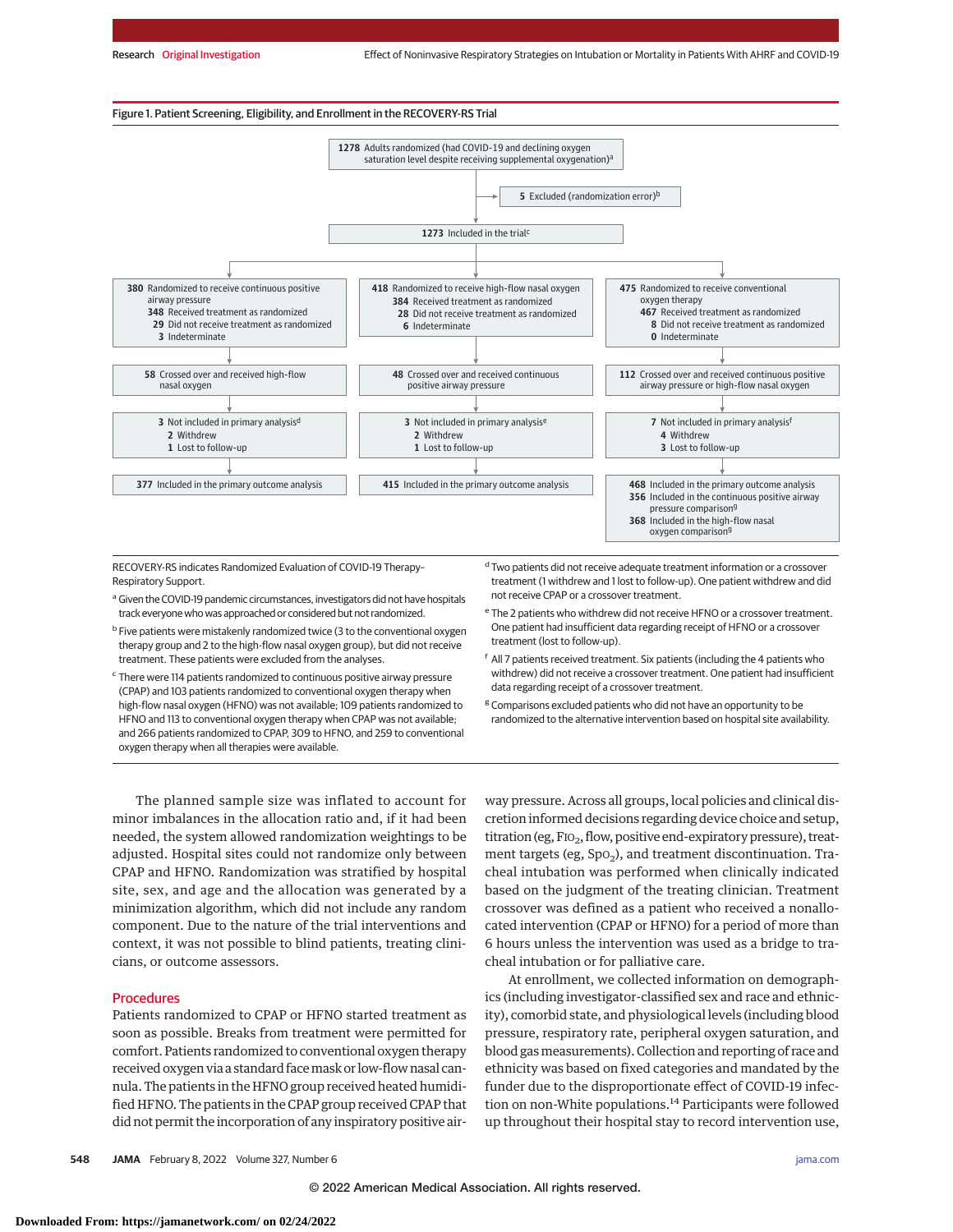Figure 1. Patient Screening, Eligibility, and Enrollment in the RECOVERY-RS Trial

1278 Adults randomized (had COVID-19 and declining oxygen saturation level despite receiving supplemental oxygenation)[a]

5 Excluded (randomization error)[b]

1273 Included in the trial[c]

380 Randomized to receive continuous positive airway pressure
348 Received treatment as randomized
29 Did not receive treatment as randomized
3 Indeterminate

418 Randomized to receive high-flow nasal oxygen
384 Received treatment as randomized
28 Did not receive treatment as randomized
6 Indeterminate

475 Randomized to receive conventional oxygen therapy
467 Received treatment as randomized
8 Did not receive treatment as randomized
0 Indeterminate

58 Crossed over and received high-flow nasal oxygen

48 Crossed over and received continuous positive airway pressure

112 Crossed over and received continuous positive airway pressure or high-flow nasal oxygen

3 Not included in primary analysis[d]
2 Withdrew
1 Lost to follow-up

3 Not included in primary analysis[e]
2 Withdrew
1 Lost to follow-up

7 Not included in primary analysis[f]
4 Withdrew
3 Lost to follow-up

377 Included in the primary outcome analysis

415 Included in the primary outcome analysis

468 Included in the primary outcome analysis
356 Included in the continuous positive airway pressure comparison[g]
368 Included in the high-flow nasal oxygen comparison[g]

RECOVERY-RS indicates Randomized Evaluation of COVID-19 Therapy–Respiratory Support.

[a] Given the COVID-19 pandemic circumstances, investigators did not have hospitals track everyone who was approached or considered but not randomized.

[b] Five patients were mistakenly randomized twice (3 to the conventional oxygen therapy group and 2 to the high-flow nasal oxygen group), but did not receive treatment. These patients were excluded from the analyses.

[c] There were 114 patients randomized to continuous positive airway pressure (CPAP) and 103 patients randomized to conventional oxygen therapy when high-flow nasal oxygen (HFNO) was not available; 109 patients randomized to HFNO and 113 to conventional oxygen therapy when CPAP was not available; and 266 patients randomized to CPAP, 309 to HFNO, and 259 to conventional oxygen therapy when all therapies were available.

[d] Two patients did not receive adequate treatment information or a crossover treatment (1 withdrew and 1 lost to follow-up). One patient withdrew and did not receive CPAP or a crossover treatment.

[e] The 2 patients who withdrew did not receive HFNO or a crossover treatment. One patient had insufficient data regarding receipt of HFNO or a crossover treatment (lost to follow-up).

[f] All 7 patients received treatment. Six patients (including the 4 patients who withdrew) did not receive a crossover treatment. One patient had insufficient data regarding receipt of a crossover treatment.

[g] Comparisons excluded patients who did not have an opportunity to be randomized to the alternative intervention based on hospital site availability.

The planned sample size was inflated to account for minor imbalances in the allocation ratio and, if it had been needed, the system allowed randomization weightings to be adjusted. Hospital sites could not randomize only between CPAP and HFNO. Randomization was stratified by hospital site, sex, and age and the allocation was generated by a minimization algorithm, which did not include any random component. Due to the nature of the trial interventions and context, it was not possible to blind patients, treating clinicians, or outcome assessors.

## Procedures

Patients randomized to CPAP or HFNO started treatment as soon as possible. Breaks from treatment were permitted for comfort. Patients randomized to conventional oxygen therapy received oxygen via a standard face mask or low-flow nasal cannula. The patients in the HFNO group received heated humidified HFNO. The patients in the CPAP group received CPAP that did not permit the incorporation of any inspiratory positive airway pressure. Across all groups, local policies and clinical discretion informed decisions regarding device choice and setup, titration (eg, $FIO_2$, flow, positive end-expiratory pressure), treatment targets (eg, $SpO_2$), and treatment discontinuation. Tracheal intubation was performed when clinically indicated based on the judgment of the treating clinician. Treatment crossover was defined as a patient who received a nonallocated intervention (CPAP or HFNO) for a period of more than 6 hours unless the intervention was used as a bridge to tracheal intubation or for palliative care.

At enrollment, we collected information on demographics (including investigator-classified sex and race and ethnicity), comorbid state, and physiological levels (including blood pressure, respiratory rate, peripheral oxygen saturation, and blood gas measurements). Collection and reporting of race and ethnicity was based on fixed categories and mandated by the funder due to the disproportionate effect of COVID-19 infection on non-White populations.[14] Participants were followed up throughout their hospital stay to record intervention use,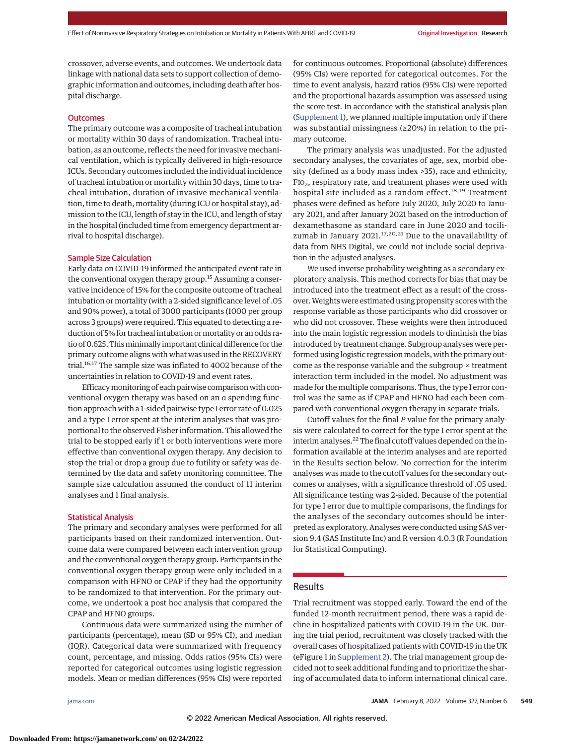crossover, adverse events, and outcomes. We undertook data linkage with national data sets to support collection of demographic information and outcomes, including death after hospital discharge.

## Outcomes

The primary outcome was a composite of tracheal intubation or mortality within 30 days of randomization. Tracheal intubation, as an outcome, reflects the need for invasive mechanical ventilation, which is typically delivered in high-resource ICUs. Secondary outcomes included the individual incidence of tracheal intubation or mortality within 30 days, time to tracheal intubation, duration of invasive mechanical ventilation, time to death, mortality (during ICU or hospital stay), admission to the ICU, length of stay in the ICU, and length of stay in the hospital (included time from emergency department arrival to hospital discharge).

## Sample Size Calculation

Early data on COVID-19 informed the anticipated event rate in the conventional oxygen therapy group.[15] Assuming a conservative incidence of 15% for the composite outcome of tracheal intubation or mortality (with a 2-sided significance level of .05 and 90% power), a total of 3000 participants (1000 per group across 3 groups) were required. This equated to detecting a reduction of 5% for tracheal intubation or mortality or an odds ratio of 0.625. This minimally important clinical difference for the primary outcome aligns with what was used in the RECOVERY trial.[16,17] The sample size was inflated to 4002 because of the uncertainties in relation to COVID-19 and event rates.

Efficacy monitoring of each pairwise comparison with conventional oxygen therapy was based on an α spending function approach with a 1-sided pairwise type I error rate of 0.025 and a type I error spent at the interim analyses that was proportional to the observed Fisher information. This allowed the trial to be stopped early if 1 or both interventions were more effective than conventional oxygen therapy. Any decision to stop the trial or drop a group due to futility or safety was determined by the data and safety monitoring committee. The sample size calculation assumed the conduct of 11 interim analyses and 1 final analysis.

## Statistical Analysis

The primary and secondary analyses were performed for all participants based on their randomized intervention. Outcome data were compared between each intervention group and the conventional oxygen therapy group. Participants in the conventional oxygen therapy group were only included in a comparison with HFNO or CPAP if they had the opportunity to be randomized to that intervention. For the primary outcome, we undertook a post hoc analysis that compared the CPAP and HFNO groups.

Continuous data were summarized using the number of participants (percentage), mean (SD or 95% CI), and median (IQR). Categorical data were summarized with frequency count, percentage, and missing. Odds ratios (95% CIs) were reported for categorical outcomes using logistic regression models. Mean or median differences (95% CIs) were reported for continuous outcomes. Proportional (absolute) differences (95% CIs) were reported for categorical outcomes. For the time to event analysis, hazard ratios (95% CIs) were reported and the proportional hazards assumption was assessed using the score test. In accordance with the statistical analysis plan (Supplement 1), we planned multiple imputation only if there was substantial missingness (≥20%) in relation to the primary outcome.

The primary analysis was unadjusted. For the adjusted secondary analyses, the covariates of age, sex, morbid obesity (defined as a body mass index >35), race and ethnicity, $FIO_2$, respiratory rate, and treatment phases were used with hospital site included as a random effect.[18,19] Treatment phases were defined as before July 2020, July 2020 to January 2021, and after January 2021 based on the introduction of dexamethasone as standard care in June 2020 and tocilizumab in January 2021.[17,20,21] Due to the unavailability of data from NHS Digital, we could not include social deprivation in the adjusted analyses.

We used inverse probability weighting as a secondary exploratory analysis. This method corrects for bias that may be introduced into the treatment effect as a result of the crossover. Weights were estimated using propensity scores with the response variable as those participants who did crossover or who did not crossover. These weights were then introduced into the main logistic regression models to diminish the bias introduced by treatment change. Subgroup analyses were performed using logistic regression models, with the primary outcome as the response variable and the subgroup × treatment interaction term included in the model. No adjustment was made for the multiple comparisons. Thus, the type I error control was the same as if CPAP and HFNO had each been compared with conventional oxygen therapy in separate trials.

Cutoff values for the final *P* value for the primary analysis were calculated to correct for the type I error spent at the interim analyses.[22] The final cutoff values depended on the information available at the interim analyses and are reported in the Results section below. No correction for the interim analyses was made to the cutoff values for the secondary outcomes or analyses, with a significance threshold of .05 used. All significance testing was 2-sided. Because of the potential for type I error due to multiple comparisons, the findings for the analyses of the secondary outcomes should be interpreted as exploratory. Analyses were conducted using SAS version 9.4 (SAS Institute Inc) and R version 4.0.3 (R Foundation for Statistical Computing).

# Results

Trial recruitment was stopped early. Toward the end of the funded 12-month recruitment period, there was a rapid decline in hospitalized patients with COVID-19 in the UK. During the trial period, recruitment was closely tracked with the overall cases of hospitalized patients with COVID-19 in the UK (eFigure 1 in Supplement 2). The trial management group decided not to seek additional funding and to prioritize the sharing of accumulated data to inform international clinical care.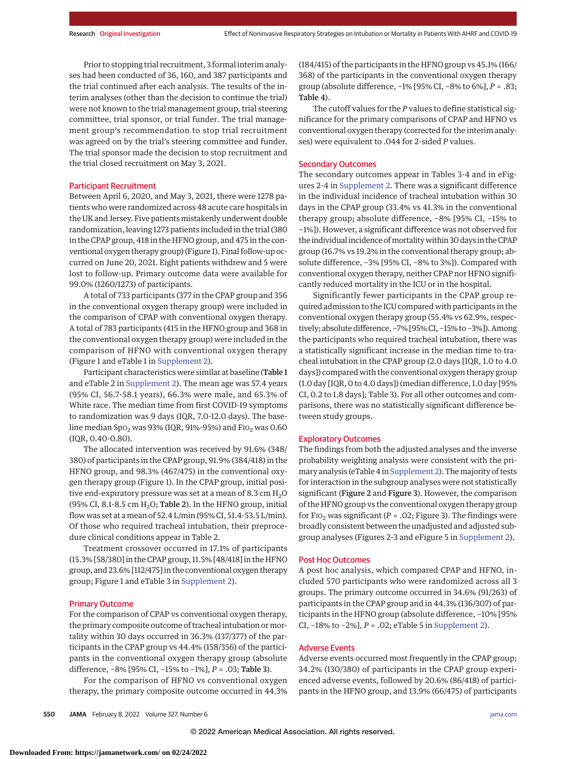Prior to stopping trial recruitment, 3 formal interim analyses had been conducted of 36, 160, and 387 participants and the trial continued after each analysis. The results of the interim analyses (other than the decision to continue the trial) were not known to the trial management group, trial steering committee, trial sponsor, or trial funder. The trial management group's recommendation to stop trial recruitment was agreed on by the trial's steering committee and funder. The trial sponsor made the decision to stop recruitment and the trial closed recruitment on May 3, 2021.

## Participant Recruitment

Between April 6, 2020, and May 3, 2021, there were 1278 patients who were randomized across 48 acute care hospitals in the UK and Jersey. Five patients mistakenly underwent double randomization, leaving 1273 patients included in the trial (380 in the CPAP group, 418 in the HFNO group, and 475 in the conventional oxygen therapy group) (Figure 1). Final follow-up occurred on June 20, 2021. Eight patients withdrew and 5 were lost to follow-up. Primary outcome data were available for 99.0% (1260/1273) of participants.

A total of 733 participants (377 in the CPAP group and 356 in the conventional oxygen therapy group) were included in the comparison of CPAP with conventional oxygen therapy. A total of 783 participants (415 in the HFNO group and 368 in the conventional oxygen therapy group) were included in the comparison of HFNO with conventional oxygen therapy (Figure 1 and eTable 1 in Supplement 2).

Participant characteristics were similar at baseline (**Table 1** and eTable 2 in Supplement 2). The mean age was 57.4 years (95% CI, 56.7-58.1 years), 66.3% were male, and 65.3% of White race. The median time from first COVID-19 symptoms to randomization was 9 days (IQR, 7.0-12.0 days). The baseline median $SpO_2$ was 93% (IQR, 91%-95%) and $FIO_2$ was 0.60 (IQR, 0.40-0.80).

The allocated intervention was received by 91.6% (348/380) of participants in the CPAP group, 91.9% (384/418) in the HFNO group, and 98.3% (467/475) in the conventional oxygen therapy group (Figure 1). In the CPAP group, initial positive end-expiratory pressure was set at a mean of 8.3 cm $H_2O$ (95% CI, 8.1-8.5 cm $H_2O$; **Table 2**). In the HFNO group, initial flow was set at a mean of 52.4 L/min (95% CI, 51.4-53.5 L/min). Of those who required tracheal intubation, their preprocedure clinical conditions appear in Table 2.

Treatment crossover occurred in 17.1% of participants (15.3% [58/380] in the CPAP group, 11.5% [48/418] in the HFNO group, and 23.6% [112/475] in the conventional oxygen therapy group; Figure 1 and eTable 3 in Supplement 2).

## Primary Outcome

For the comparison of CPAP vs conventional oxygen therapy, the primary composite outcome of tracheal intubation or mortality within 30 days occurred in 36.3% (137/377) of the participants in the CPAP group vs 44.4% (158/356) of the participants in the conventional oxygen therapy group (absolute difference, −8% [95% CI, −15% to −1%], $P$ = .03; **Table 3**).

For the comparison of HFNO vs conventional oxygen therapy, the primary composite outcome occurred in 44.3% (184/415) of the participants in the HFNO group vs 45.1% (166/368) of the participants in the conventional oxygen therapy group (absolute difference, −1% [95% CI, −8% to 6%], $P$ = .83; **Table 4**).

The cutoff values for the $P$ values to define statistical significance for the primary comparisons of CPAP and HFNO vs conventional oxygen therapy (corrected for the interim analyses) were equivalent to .044 for 2-sided $P$ values.

## Secondary Outcomes

The secondary outcomes appear in Tables 3-4 and in eFigures 2-4 in Supplement 2. There was a significant difference in the individual incidence of tracheal intubation within 30 days in the CPAP group (33.4% vs 41.3% in the conventional therapy group; absolute difference, −8% [95% CI, −15% to −1%]). However, a significant difference was not observed for the individual incidence of mortality within 30 days in the CPAP group (16.7% vs 19.2% in the conventional therapy group; absolute difference, −3% [95% CI, −8% to 3%]). Compared with conventional oxygen therapy, neither CPAP nor HFNO significantly reduced mortality in the ICU or in the hospital.

Significantly fewer participants in the CPAP group required admission to the ICU compared with participants in the conventional oxygen therapy group (55.4% vs 62.9%, respectively; absolute difference, −7% [95% CI, −15% to −3%]). Among the participants who required tracheal intubation, there was a statistically significant increase in the median time to tracheal intubation in the CPAP group (2.0 days [IQR, 1.0 to 4.0 days]) compared with the conventional oxygen therapy group (1.0 day [IQR, 0 to 4.0 days]) (median difference, 1.0 day [95% CI, 0.2 to 1.8 days]; Table 3). For all other outcomes and comparisons, there was no statistically significant difference between study groups.

## Exploratory Outcomes

The findings from both the adjusted analyses and the inverse probability weighting analysis were consistent with the primary analysis (eTable 4 in Supplement 2). The majority of tests for interaction in the subgroup analyses were not statistically significant (**Figure 2** and **Figure 3**). However, the comparison of the HFNO group vs the conventional oxygen therapy group for $FIO_2$ was significant ($P$ = .02; Figure 3). The findings were broadly consistent between the unadjusted and adjusted subgroup analyses (Figures 2-3 and eFigure 5 in Supplement 2).

## Post Hoc Outcomes

A post hoc analysis, which compared CPAP and HFNO, included 570 participants who were randomized across all 3 groups. The primary outcome occurred in 34.6% (91/263) of participants in the CPAP group and in 44.3% (136/307) of participants in the HFNO group (absolute difference, −10% [95% CI, −18% to −2%], $P$ = .02; eTable 5 in Supplement 2).

## Adverse Events

Adverse events occurred most frequently in the CPAP group; 34.2% (130/380) of participants in the CPAP group experienced adverse events, followed by 20.6% (86/418) of participants in the HFNO group, and 13.9% (66/475) of participants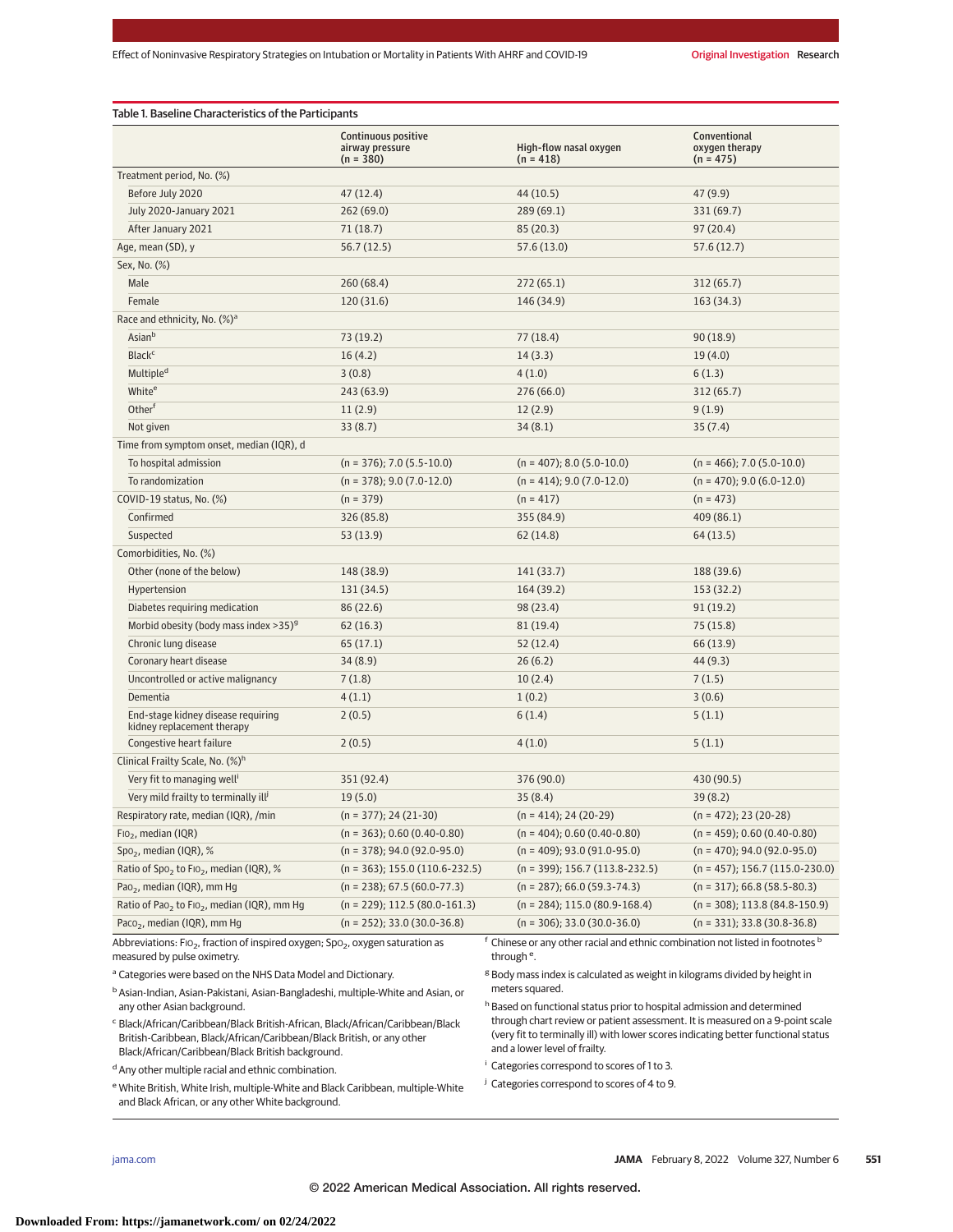Table 1. Baseline Characteristics of the Participants

| | Continuous positive airway pressure (n = 380) | High-flow nasal oxygen (n = 418) | Conventional oxygen therapy (n = 475) |
|---|---|---|---|
| Treatment period, No. (%) | | | |
| Before July 2020 | 47 (12.4) | 44 (10.5) | 47 (9.9) |
| July 2020-January 2021 | 262 (69.0) | 289 (69.1) | 331 (69.7) |
| After January 2021 | 71 (18.7) | 85 (20.3) | 97 (20.4) |
| Age, mean (SD), y | 56.7 (12.5) | 57.6 (13.0) | 57.6 (12.7) |
| Sex, No. (%) | | | |
| Male | 260 (68.4) | 272 (65.1) | 312 (65.7) |
| Female | 120 (31.6) | 146 (34.9) | 163 (34.3) |
| Race and ethnicity, No. (%)[a] | | | |
| Asian[b] | 73 (19.2) | 77 (18.4) | 90 (18.9) |
| Black[c] | 16 (4.2) | 14 (3.3) | 19 (4.0) |
| Multiple[d] | 3 (0.8) | 4 (1.0) | 6 (1.3) |
| White[e] | 243 (63.9) | 276 (66.0) | 312 (65.7) |
| Other[f] | 11 (2.9) | 12 (2.9) | 9 (1.9) |
| Not given | 33 (8.7) | 34 (8.1) | 35 (7.4) |
| Time from symptom onset, median (IQR), d | | | |
| To hospital admission | (n = 376); 7.0 (5.5-10.0) | (n = 407); 8.0 (5.0-10.0) | (n = 466); 7.0 (5.0-10.0) |
| To randomization | (n = 378); 9.0 (7.0-12.0) | (n = 414); 9.0 (7.0-12.0) | (n = 470); 9.0 (6.0-12.0) |
| COVID-19 status, No. (%) | (n = 379) | (n = 417) | (n = 473) |
| Confirmed | 326 (85.8) | 355 (84.9) | 409 (86.1) |
| Suspected | 53 (13.9) | 62 (14.8) | 64 (13.5) |
| Comorbidities, No. (%) | | | |
| Other (none of the below) | 148 (38.9) | 141 (33.7) | 188 (39.6) |
| Hypertension | 131 (34.5) | 164 (39.2) | 153 (32.2) |
| Diabetes requiring medication | 86 (22.6) | 98 (23.4) | 91 (19.2) |
| Morbid obesity (body mass index >35)[g] | 62 (16.3) | 81 (19.4) | 75 (15.8) |
| Chronic lung disease | 65 (17.1) | 52 (12.4) | 66 (13.9) |
| Coronary heart disease | 34 (8.9) | 26 (6.2) | 44 (9.3) |
| Uncontrolled or active malignancy | 7 (1.8) | 10 (2.4) | 7 (1.5) |
| Dementia | 4 (1.1) | 1 (0.2) | 3 (0.6) |
| End-stage kidney disease requiring kidney replacement therapy | 2 (0.5) | 6 (1.4) | 5 (1.1) |
| Congestive heart failure | 2 (0.5) | 4 (1.0) | 5 (1.1) |
| Clinical Frailty Scale, No. (%)[h] | | | |
| Very fit to managing well[i] | 351 (92.4) | 376 (90.0) | 430 (90.5) |
| Very mild frailty to terminally ill[j] | 19 (5.0) | 35 (8.4) | 39 (8.2) |
| Respiratory rate, median (IQR), /min | (n = 377); 24 (21-30) | (n = 414); 24 (20-29) | (n = 472); 23 (20-28) |
| $F_{IO_2}$, median (IQR) | (n = 363); 0.60 (0.40-0.80) | (n = 404); 0.60 (0.40-0.80) | (n = 459); 0.60 (0.40-0.80) |
| $Sp_{O_2}$, median (IQR), % | (n = 378); 94.0 (92.0-95.0) | (n = 409); 93.0 (91.0-95.0) | (n = 470); 94.0 (92.0-95.0) |
| Ratio of $Sp_{O_2}$ to $F_{IO_2}$, median (IQR), % | (n = 363); 155.0 (110.6-232.5) | (n = 399); 156.7 (113.8-232.5) | (n = 457); 156.7 (115.0-230.0) |
| $Pa_{O_2}$, median (IQR), mm Hg | (n = 238); 67.5 (60.0-77.3) | (n = 287); 66.0 (59.3-74.3) | (n = 317); 66.8 (58.5-80.3) |
| Ratio of $Pa_{O_2}$ to $F_{IO_2}$, median (IQR), mm Hg | (n = 229); 112.5 (80.0-161.3) | (n = 284); 115.0 (80.9-168.4) | (n = 308); 113.8 (84.8-150.9) |
| $Pa_{CO_2}$, median (IQR), mm Hg | (n = 252); 33.0 (30.0-36.8) | (n = 306); 33.0 (30.0-36.0) | (n = 331); 33.8 (30.8-36.8) |

Abbreviations: $F_{IO_2}$, fraction of inspired oxygen; $Sp_{O_2}$, oxygen saturation as measured by pulse oximetry.

[a] Categories were based on the NHS Data Model and Dictionary.

[b] Asian-Indian, Asian-Pakistani, Asian-Bangladeshi, multiple-White and Asian, or any other Asian background.

[c] Black/African/Caribbean/Black British-African, Black/African/Caribbean/Black British-Caribbean, Black/African/Caribbean/Black British, or any other Black/African/Caribbean/Black British background.

[d] Any other multiple racial and ethnic combination.

[e] White British, White Irish, multiple-White and Black Caribbean, multiple-White and Black African, or any other White background.

[f] Chinese or any other racial and ethnic combination not listed in footnotes [b] through [e].

[g] Body mass index is calculated as weight in kilograms divided by height in meters squared.

[h] Based on functional status prior to hospital admission and determined through chart review or patient assessment. It is measured on a 9-point scale (very fit to terminally ill) with lower scores indicating better functional status and a lower level of frailty.

[i] Categories correspond to scores of 1 to 3.

[j] Categories correspond to scores of 4 to 9.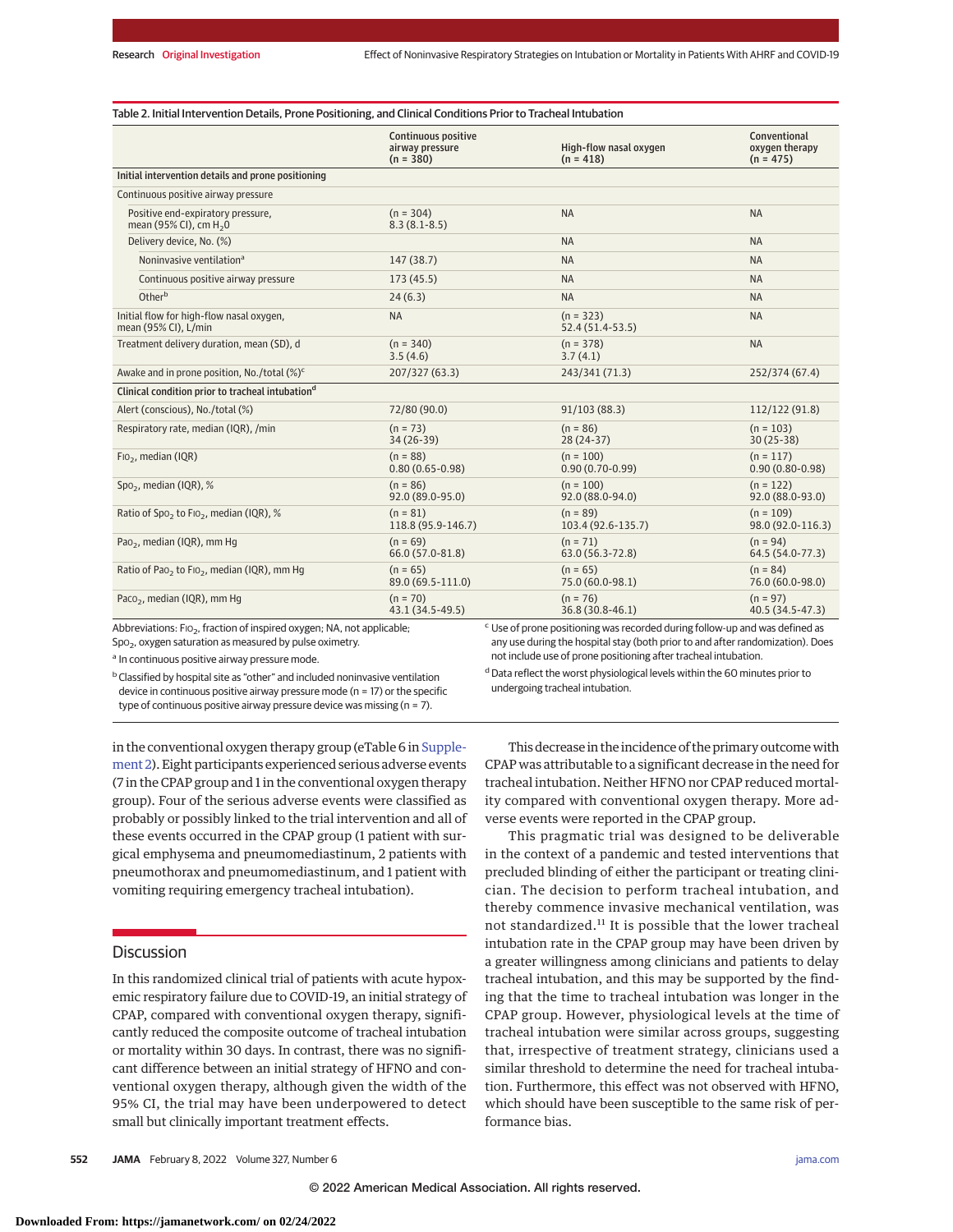Table 2. Initial Intervention Details, Prone Positioning, and Clinical Conditions Prior to Tracheal Intubation

| | Continuous positive airway pressure (n = 380) | High-flow nasal oxygen (n = 418) | Conventional oxygen therapy (n = 475) |
|---|---|---|---|
| **Initial intervention details and prone positioning** | | | |
| Continuous positive airway pressure | | | |
| Positive end-expiratory pressure, mean (95% CI), cm $H_2O$ | (n = 304) 8.3 (8.1-8.5) | NA | NA |
| Delivery device, No. (%) | | NA | NA |
| Noninvasive ventilation[a] | 147 (38.7) | NA | NA |
| Continuous positive airway pressure | 173 (45.5) | NA | NA |
| Other[b] | 24 (6.3) | NA | NA |
| Initial flow for high-flow nasal oxygen, mean (95% CI), L/min | NA | (n = 323) 52.4 (51.4-53.5) | NA |
| Treatment delivery duration, mean (SD), d | (n = 340) 3.5 (4.6) | (n = 378) 3.7 (4.1) | NA |
| Awake and in prone position, No./total (%)[c] | 207/327 (63.3) | 243/341 (71.3) | 252/374 (67.4) |
| **Clinical condition prior to tracheal intubation[d]** | | | |
| Alert (conscious), No./total (%) | 72/80 (90.0) | 91/103 (88.3) | 112/122 (91.8) |
| Respiratory rate, median (IQR), /min | (n = 73) 34 (26-39) | (n = 86) 28 (24-37) | (n = 103) 30 (25-38) |
| $FIO_2$, median (IQR) | (n = 88) 0.80 (0.65-0.98) | (n = 100) 0.90 (0.70-0.99) | (n = 117) 0.90 (0.80-0.98) |
| $SpO_2$, median (IQR), % | (n = 86) 92.0 (89.0-95.0) | (n = 100) 92.0 (88.0-94.0) | (n = 122) 92.0 (88.0-93.0) |
| Ratio of $SpO_2$ to $FIO_2$, median (IQR), % | (n = 81) 118.8 (95.9-146.7) | (n = 89) 103.4 (92.6-135.7) | (n = 109) 98.0 (92.0-116.3) |
| $PaO_2$, median (IQR), mm Hg | (n = 69) 66.0 (57.0-81.8) | (n = 71) 63.0 (56.3-72.8) | (n = 94) 64.5 (54.0-77.3) |
| Ratio of $PaO_2$ to $FIO_2$, median (IQR), mm Hg | (n = 65) 89.0 (69.5-111.0) | (n = 65) 75.0 (60.0-98.1) | (n = 84) 76.0 (60.0-98.0) |
| $PaCO_2$, median (IQR), mm Hg | (n = 70) 43.1 (34.5-49.5) | (n = 76) 36.8 (30.8-46.1) | (n = 97) 40.5 (34.5-47.3) |

Abbreviations: $FIO_2$, fraction of inspired oxygen; NA, not applicable; $SpO_2$, oxygen saturation as measured by pulse oximetry.

[a] In continuous positive airway pressure mode.

[b] Classified by hospital site as "other" and included noninvasive ventilation device in continuous positive airway pressure mode (n = 17) or the specific type of continuous positive airway pressure device was missing (n = 7).

[c] Use of prone positioning was recorded during follow-up and was defined as any use during the hospital stay (both prior to and after randomization). Does not include use of prone positioning after tracheal intubation.

[d] Data reflect the worst physiological levels within the 60 minutes prior to undergoing tracheal intubation.

in the conventional oxygen therapy group (eTable 6 in Supplement 2). Eight participants experienced serious adverse events (7 in the CPAP group and 1 in the conventional oxygen therapy group). Four of the serious adverse events were classified as probably or possibly linked to the trial intervention and all of these events occurred in the CPAP group (1 patient with surgical emphysema and pneumomediastinum, 2 patients with pneumothorax and pneumomediastinum, and 1 patient with vomiting requiring emergency tracheal intubation).

## Discussion

In this randomized clinical trial of patients with acute hypoxemic respiratory failure due to COVID-19, an initial strategy of CPAP, compared with conventional oxygen therapy, significantly reduced the composite outcome of tracheal intubation or mortality within 30 days. In contrast, there was no significant difference between an initial strategy of HFNO and conventional oxygen therapy, although given the width of the 95% CI, the trial may have been underpowered to detect small but clinically important treatment effects.

This decrease in the incidence of the primary outcome with CPAP was attributable to a significant decrease in the need for tracheal intubation. Neither HFNO nor CPAP reduced mortality compared with conventional oxygen therapy. More adverse events were reported in the CPAP group.

This pragmatic trial was designed to be deliverable in the context of a pandemic and tested interventions that precluded blinding of either the participant or treating clinician. The decision to perform tracheal intubation, and thereby commence invasive mechanical ventilation, was not standardized.[11] It is possible that the lower tracheal intubation rate in the CPAP group may have been driven by a greater willingness among clinicians and patients to delay tracheal intubation, and this may be supported by the finding that the time to tracheal intubation was longer in the CPAP group. However, physiological levels at the time of tracheal intubation were similar across groups, suggesting that, irrespective of treatment strategy, clinicians used a similar threshold to determine the need for tracheal intubation. Furthermore, this effect was not observed with HFNO, which should have been susceptible to the same risk of performance bias.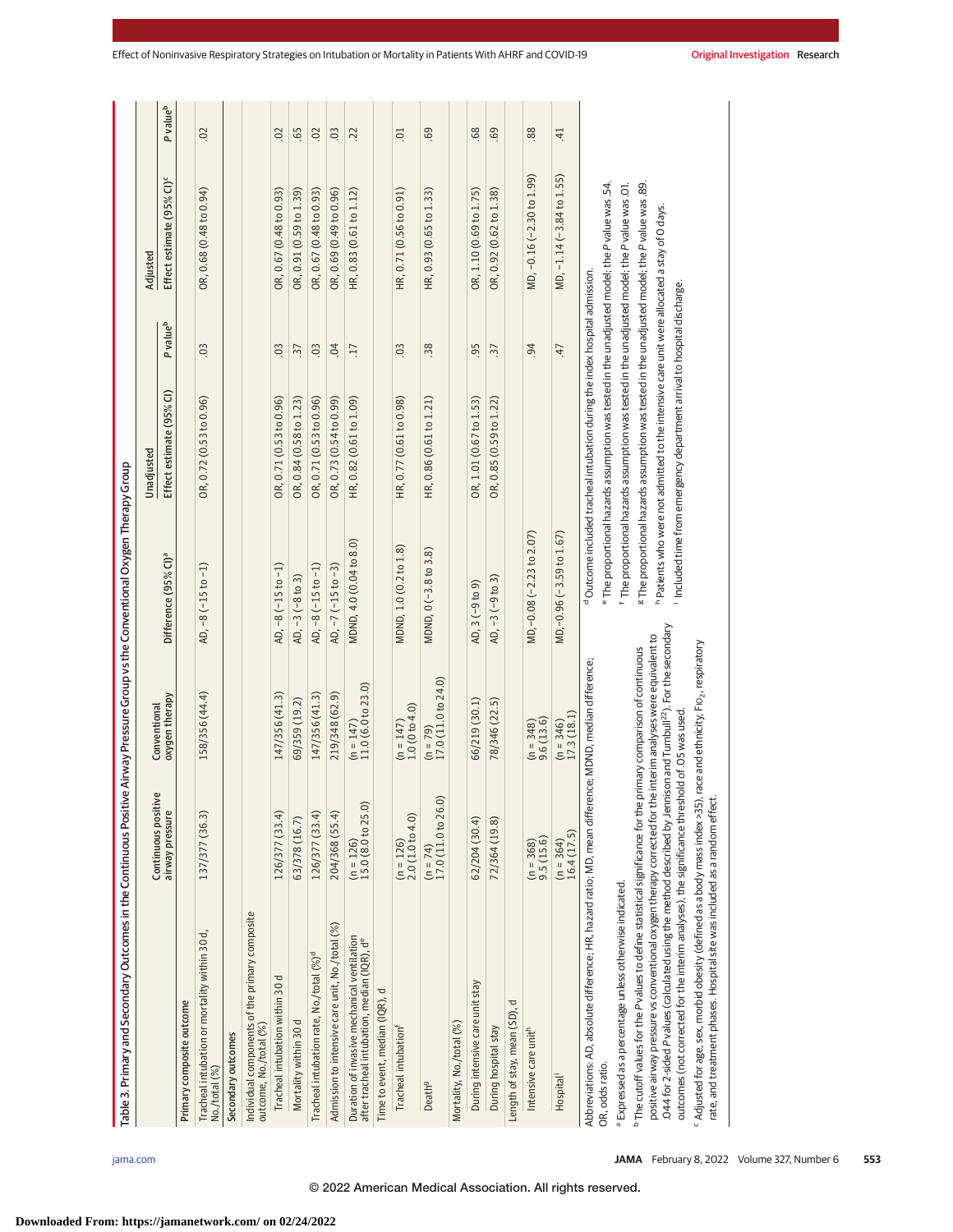Table 3. Primary and Secondary Outcomes in the Continuous Positive Airway Pressure Group vs the Conventional Oxygen Therapy Group

| | Continuous positive airway pressure | Conventional oxygen therapy | Difference (95% CI)[a] | Unadjusted | | Adjusted | |
|---|---|---|---|---|---|---|---|
| | | | | Effect estimate (95% CI) | P value[b] | Effect estimate (95% CI)[c] | P value[b] |
| **Primary composite outcome** | | | | | | | |
| Tracheal intubation or mortality within 30 d, No./total (%) | 137/377 (36.3) | 158/356 (44.4) | AD, −8 (−15 to −1) | OR, 0.72 (0.53 to 0.96) | .03 | OR, 0.68 (0.48 to 0.94) | .02 |
| **Secondary outcomes** | | | | | | | |
| Individual components of the primary composite outcome, No./total (%) | | | | | | | |
| Tracheal intubation within 30 d | 126/377 (33.4) | 147/356 (41.3) | AD, −8 (−15 to −1) | OR, 0.71 (0.53 to 0.96) | .03 | OR, 0.67 (0.48 to 0.93) | .02 |
| Mortality within 30 d | 63/378 (16.7) | 69/359 (19.2) | AD, −3 (−8 to 3) | OR, 0.84 (0.58 to 1.23) | .37 | OR, 0.91 (0.59 to 1.39) | .65 |
| Tracheal intubation rate, No./total (%)[d] | 126/377 (33.4) | 147/356 (41.3) | AD, −8 (−15 to −1) | OR, 0.71 (0.53 to 0.96) | .03 | OR, 0.67 (0.48 to 0.93) | .02 |
| Admission to intensive care unit, No./total (%) | 204/368 (55.4) | 219/348 (62.9) | AD, −7 (−15 to −3) | OR, 0.73 (0.54 to 0.99) | .04 | OR, 0.69 (0.49 to 0.96) | .03 |
| Duration of invasive mechanical ventilation after tracheal intubation, median (IQR), d[e] | (n = 126) 15.0 (8.0 to 25.0) | (n = 147) 11.0 (6.0 to 23.0) | MDND, 4.0 (0.04 to 8.0) | HR, 0.82 (0.61 to 1.09) | .17 | HR, 0.83 (0.61 to 1.12) | .22 |
| Time to event, median (IQR), d | | | | | | | |
| Tracheal intubation[f] | (n = 126) 2.0 (1.0 to 4.0) | (n = 147) 1.0 (0 to 4.0) | MDND, 1.0 (0.2 to 1.8) | HR, 0.77 (0.61 to 0.98) | .03 | HR, 0.71 (0.56 to 0.91) | .01 |
| Death[g] | (n = 74) 17.0 (11.0 to 26.0) | (n = 79) 17.0 (11.0 to 24.0) | MDND, 0 (−3.8 to 3.8) | HR, 0.86 (0.61 to 1.21) | .38 | HR, 0.93 (0.65 to 1.33) | .69 |
| Mortality, No./total (%) | | | | | | | |
| During intensive care unit stay | 62/204 (30.4) | 66/219 (30.1) | AD, 3 (−9 to 9) | OR, 1.01 (0.67 to 1.53) | .95 | OR, 1.10 (0.69 to 1.75) | .68 |
| During hospital stay | 72/364 (19.8) | 78/346 (22.5) | AD, −3 (−9 to 3) | OR, 0.85 (0.59 to 1.22) | .37 | OR, 0.92 (0.62 to 1.38) | .69 |
| Length of stay, mean (SD), d | | | | | | | |
| Intensive care unit[h] | (n = 368) 9.5 (15.6) | (n = 348) 9.6 (13.6) | MD, −0.08 (−2.23 to 2.07) | | .94 | MD, −0.16 (−2.30 to 1.99) | .88 |
| Hospital[i] | (n = 364) 16.4 (17.5) | (n = 346) 17.3 (18.1) | MD, −0.96 (−3.59 to 1.67) | | .47 | MD, −1.14 (−3.84 to 1.55) | .41 |

Abbreviations: AD, absolute difference; HR, hazard ratio; MD, mean difference; MDND, median difference; OR, odds ratio.

[a] Expressed as a percentage unless otherwise indicated.

[b] The cutoff values for the P values to define statistical significance for the primary comparison of continuous positive airway pressure vs conventional oxygen therapy corrected for the interim analyses were equivalent to .044 for 2-sided P values (calculated using the method described by Jennison and Turnbull[22]). For the secondary outcomes (not corrected for the interim analyses), the significance threshold of .05 was used.

[c] Adjusted for age, sex, morbid obesity (defined as a body mass index >35), race and ethnicity, $FIO_2$, respiratory rate, and treatment phases. Hospital site was included as a random effect.

[d] Outcome included tracheal intubation during the index hospital admission.

[e] The proportional hazards assumption was tested in the unadjusted model; the P value was .54.

[f] The proportional hazards assumption was tested in the unadjusted model; the P value was .01.

[g] The proportional hazards assumption was tested in the unadjusted model; the P value was .89.

[h] Patients who were not admitted to the intensive care unit were allocated a stay of 0 days.

[i] Included time from emergency department arrival to hospital discharge.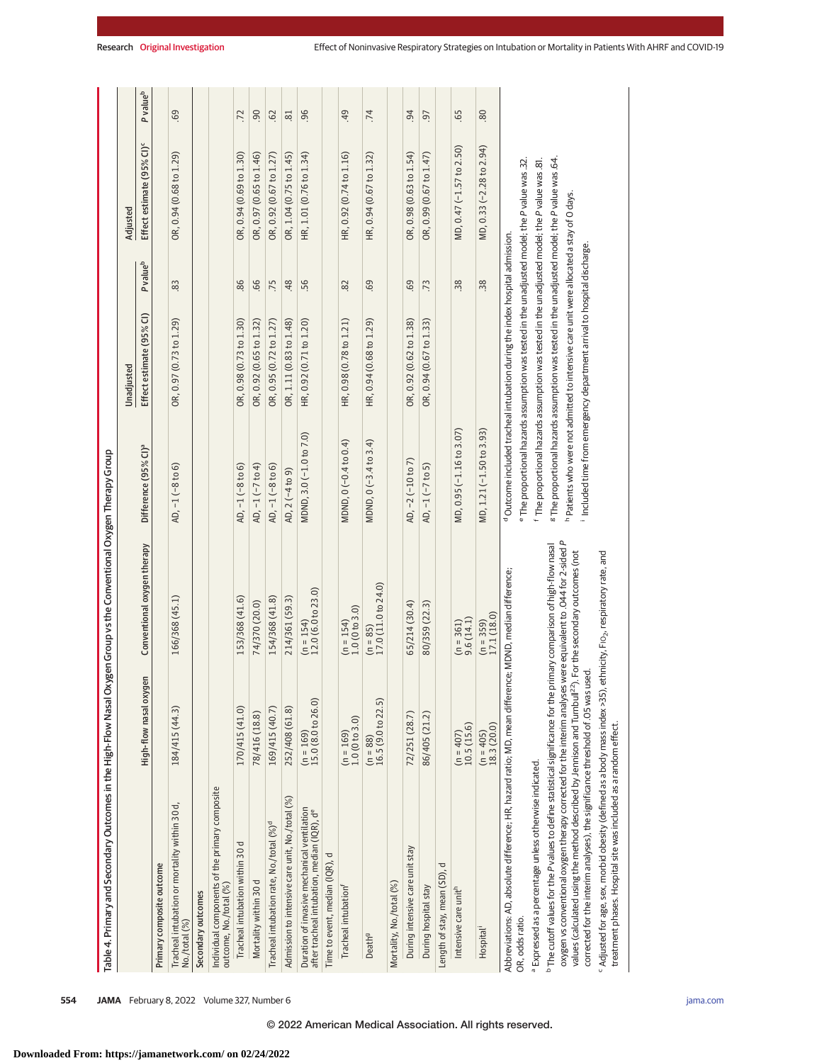Table 4. Primary and Secondary Outcomes in the High-Flow Nasal Oxygen Group vs the Conventional Oxygen Therapy Group

| | High-flow nasal oxygen | Conventional oxygen therapy | Difference (95% CI)[a] | Unadjusted | | Adjusted | |
|---|---|---|---|---|---|---|---|
| | | | | Effect estimate (95% CI) | P value[b] | Effect estimate (95% CI)[c] | P value[b] |
| **Primary composite outcome** | | | | | | | |
| Tracheal intubation or mortality within 30 d, No./total (%) | 184/415 (44.3) | 166/368 (45.1) | AD, −1 (−8 to 6) | OR, 0.97 (0.73 to 1.29) | .83 | OR, 0.94 (0.68 to 1.29) | .69 |
| **Secondary outcomes** | | | | | | | |
| Individual components of the primary composite outcome, No./total (%) | | | | | | | |
| Tracheal intubation within 30 d | 170/415 (41.0) | 153/368 (41.6) | AD, −1 (−8 to 6) | OR, 0.98 (0.73 to 1.30) | .86 | OR, 0.94 (0.69 to 1.30) | .72 |
| Mortality within 30 d | 78/416 (18.8) | 74/370 (20.0) | AD, −1 (−7 to 4) | OR, 0.92 (0.65 to 1.32) | .66 | OR, 0.97 (0.65 to 1.46) | .90 |
| Tracheal intubation rate, No./total (%)[d] | 169/415 (40.7) | 154/368 (41.8) | AD, −1 (−8 to 6) | OR, 0.95 (0.72 to 1.27) | .75 | OR, 0.92 (0.67 to 1.27) | .62 |
| Admission to intensive care unit, No./total (%) | 252/408 (61.8) | 214/361 (59.3) | AD, 2 (−4 to 9) | OR, 1.11 (0.83 to 1.48) | .48 | OR, 1.04 (0.75 to 1.45) | .81 |
| Duration of invasive mechanical ventilation after tracheal intubation, median (IQR), d[e] | (n = 169) 15.0 (8.0 to 26.0) | (n = 154) 12.0 (6.0 to 23.0) | MDND, 3.0 (−1.0 to 7.0) | HR, 0.92 (0.71 to 1.20) | .56 | HR, 1.01 (0.76 to 1.34) | .96 |
| Time to event, median (IQR), d | | | | | | | |
| Tracheal intubation[f] | (n = 169) 1.0 (0 to 3.0) | (n = 154) 1.0 (0 to 3.0) | MDND, 0 (−0.4 to 0.4) | HR, 0.98 (0.78 to 1.21) | .82 | HR, 0.92 (0.74 to 1.16) | .49 |
| Death[g] | (n = 88) 16.5 (9.0 to 22.5) | (n = 85) 17.0 (11.0 to 24.0) | MDND, 0 (−3.4 to 3.4) | HR, 0.94 (0.68 to 1.29) | .69 | HR, 0.94 (0.67 to 1.32) | .74 |
| Mortality, No./total (%) | | | | | | | |
| During intensive care unit stay | 72/251 (28.7) | 65/214 (30.4) | AD, −2 (−10 to 7) | OR, 0.92 (0.62 to 1.38) | .69 | OR, 0.98 (0.63 to 1.54) | .94 |
| During hospital stay | 86/405 (21.2) | 80/359 (22.3) | AD, −1 (−7 to 5) | OR, 0.94 (0.67 to 1.33) | .73 | OR, 0.99 (0.67 to 1.47) | .97 |
| Length of stay, mean (SD), d | | | | | | | |
| Intensive care unit[h] | (n = 407) 10.5 (15.6) | (n = 361) 9.6 (14.1) | MD, 0.95 (−1.16 to 3.07) | | .38 | MD, 0.47 (−1.57 to 2.50) | .65 |
| Hospital[i] | (n = 405) 18.3 (20.0) | (n = 359) 17.1 (18.0) | MD, 1.21 (−1.50 to 3.93) | | .38 | MD, 0.33 (−2.28 to 2.94) | .80 |

Abbreviations: AD, absolute difference; HR, hazard ratio; MD, mean difference; MDND, median difference; OR, odds ratio.

[a] Expressed as a percentage unless otherwise indicated.

[b] The cutoff values for the P values to define statistical significance for the primary comparison of high-flow nasal oxygen vs conventional oxygen therapy corrected for the interim analyses were equivalent to .044 for 2-sided P values (calculated using the method described by Jennison and Turnbull[22]). For the secondary outcomes (not corrected for the interim analyses), the significance threshold of .05 was used.

[c] Adjusted for age, sex, morbid obesity (defined as a body mass index >35), ethnicity, $FIO_2$, respiratory rate, and treatment phases. Hospital site was included as a random effect.

[d] Outcome included tracheal intubation during the index hospital admission.

[e] The proportional hazards assumption was tested in the unadjusted model; the P value was .32.

[f] The proportional hazards assumption was tested in the unadjusted model; the P value was .81.

[g] The proportional hazards assumption was tested in the unadjusted model; the P value was .64.

[h] Patients who were not admitted to intensive care unit were allocated a stay of 0 days.

[i] Included time from emergency department arrival to hospital discharge.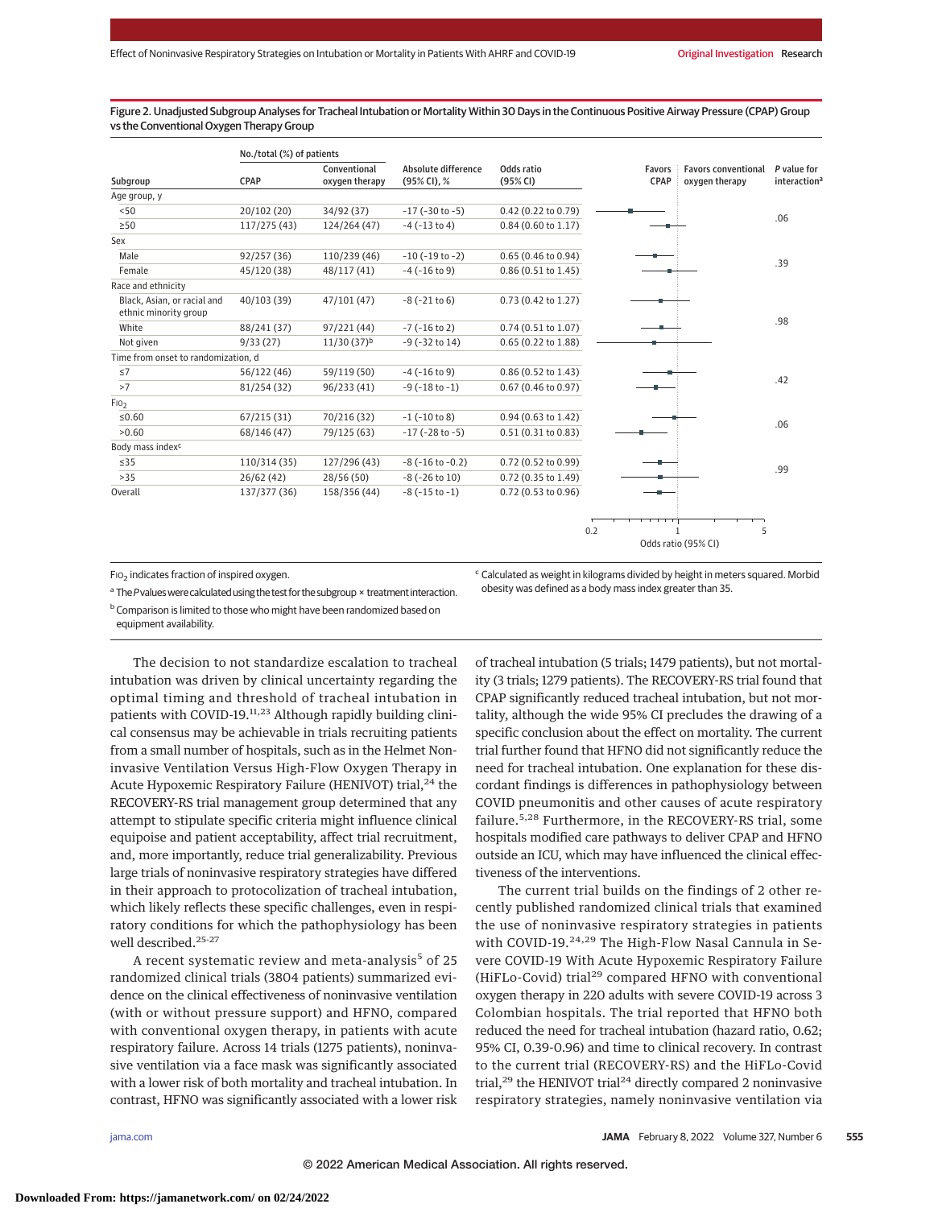Figure 2. Unadjusted Subgroup Analyses for Tracheal Intubation or Mortality Within 30 Days in the Continuous Positive Airway Pressure (CPAP) Group vs the Conventional Oxygen Therapy Group

| Subgroup | No./total (%) of patients: CPAP | Conventional oxygen therapy | Absolute difference (95% CI), % | Odds ratio (95% CI) | P value for interaction[a] |
|---|---|---|---|---|---|
| Age group, y | | | | | |
| <50 | 20/102 (20) | 34/92 (37) | -17 (-30 to -5) | 0.42 (0.22 to 0.79) | .06 |
| ≥50 | 117/275 (43) | 124/264 (47) | -4 (-13 to 4) | 0.84 (0.60 to 1.17) | |
| Sex | | | | | |
| Male | 92/257 (36) | 110/239 (46) | -10 (-19 to -2) | 0.65 (0.46 to 0.94) | .39 |
| Female | 45/120 (38) | 48/117 (41) | -4 (-16 to 9) | 0.86 (0.51 to 1.45) | |
| Race and ethnicity | | | | | |
| Black, Asian, or racial and ethnic minority group | 40/103 (39) | 47/101 (47) | -8 (-21 to 6) | 0.73 (0.42 to 1.27) | .98 |
| White | 88/241 (37) | 97/221 (44) | -7 (-16 to 2) | 0.74 (0.51 to 1.07) | |
| Not given | 9/33 (27) | 11/30 (37)[b] | -9 (-32 to 14) | 0.65 (0.22 to 1.88) | |
| Time from onset to randomization, d | | | | | |
| ≤7 | 56/122 (46) | 59/119 (50) | -4 (-16 to 9) | 0.86 (0.52 to 1.43) | .42 |
| >7 | 81/254 (32) | 96/233 (41) | -9 (-18 to -1) | 0.67 (0.46 to 0.97) | |
| $FIO_2$ | | | | | |
| ≤0.60 | 67/215 (31) | 70/216 (32) | -1 (-10 to 8) | 0.94 (0.63 to 1.42) | .06 |
| >0.60 | 68/146 (47) | 79/125 (63) | -17 (-28 to -5) | 0.51 (0.31 to 0.83) | |
| Body mass index[c] | | | | | |
| ≤35 | 110/314 (35) | 127/296 (43) | -8 (-16 to -0.2) | 0.72 (0.52 to 0.99) | .99 |
| >35 | 26/62 (42) | 28/56 (50) | -8 (-26 to 10) | 0.72 (0.35 to 1.49) | |
| Overall | 137/377 (36) | 158/356 (44) | -8 (-15 to -1) | 0.72 (0.53 to 0.96) | |

Favors CPAP
Favors conventional oxygen therapy
0.2
1
5
Odds ratio (95% CI)

$FIO_2$ indicates fraction of inspired oxygen.

[a] The *P* values were calculated using the test for the subgroup × treatment interaction.

[b] Comparison is limited to those who might have been randomized based on equipment availability.

[c] Calculated as weight in kilograms divided by height in meters squared. Morbid obesity was defined as a body mass index greater than 35.

The decision to not standardize escalation to tracheal intubation was driven by clinical uncertainty regarding the optimal timing and threshold of tracheal intubation in patients with COVID-19.[11,23] Although rapidly building clinical consensus may be achievable in trials recruiting patients from a small number of hospitals, such as in the Helmet Noninvasive Ventilation Versus High-Flow Oxygen Therapy in Acute Hypoxemic Respiratory Failure (HENIVOT) trial,[24] the RECOVERY-RS trial management group determined that any attempt to stipulate specific criteria might influence clinical equipoise and patient acceptability, affect trial recruitment, and, more importantly, reduce trial generalizability. Previous large trials of noninvasive respiratory strategies have differed in their approach to protocolization of tracheal intubation, which likely reflects these specific challenges, even in respiratory conditions for which the pathophysiology has been well described.[25-27]

A recent systematic review and meta-analysis[5] of 25 randomized clinical trials (3804 patients) summarized evidence on the clinical effectiveness of noninvasive ventilation (with or without pressure support) and HFNO, compared with conventional oxygen therapy, in patients with acute respiratory failure. Across 14 trials (1275 patients), noninvasive ventilation via a face mask was significantly associated with a lower risk of both mortality and tracheal intubation. In contrast, HFNO was significantly associated with a lower risk of tracheal intubation (5 trials; 1479 patients), but not mortality (3 trials; 1279 patients). The RECOVERY-RS trial found that CPAP significantly reduced tracheal intubation, but not mortality, although the wide 95% CI precludes the drawing of a specific conclusion about the effect on mortality. The current trial further found that HFNO did not significantly reduce the need for tracheal intubation. One explanation for these discordant findings is differences in pathophysiology between COVID pneumonitis and other causes of acute respiratory failure.[5,28] Furthermore, in the RECOVERY-RS trial, some hospitals modified care pathways to deliver CPAP and HFNO outside an ICU, which may have influenced the clinical effectiveness of the interventions.

The current trial builds on the findings of 2 other recently published randomized clinical trials that examined the use of noninvasive respiratory strategies in patients with COVID-19.[24,29] The High-Flow Nasal Cannula in Severe COVID-19 With Acute Hypoxemic Respiratory Failure (HiFLo-Covid) trial[29] compared HFNO with conventional oxygen therapy in 220 adults with severe COVID-19 across 3 Colombian hospitals. The trial reported that HFNO both reduced the need for tracheal intubation (hazard ratio, 0.62; 95% CI, 0.39-0.96) and time to clinical recovery. In contrast to the current trial (RECOVERY-RS) and the HiFLo-Covid trial,[29] the HENIVOT trial[24] directly compared 2 noninvasive respiratory strategies, namely noninvasive ventilation via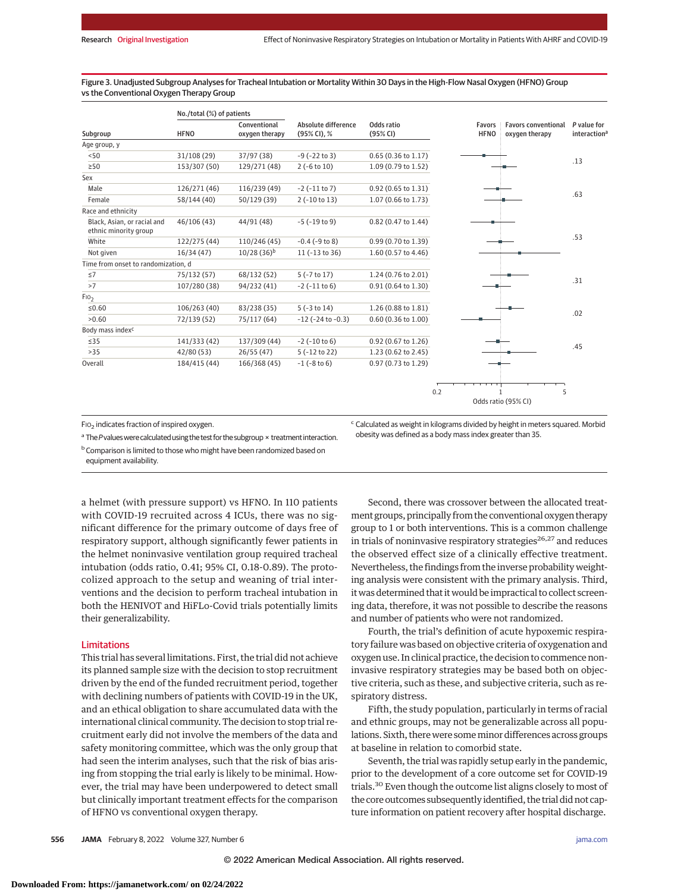Figure 3. Unadjusted Subgroup Analyses for Tracheal Intubation or Mortality Within 30 Days in the High-Flow Nasal Oxygen (HFNO) Group vs the Conventional Oxygen Therapy Group

| Subgroup | No./total (%) of patients HFNO | Conventional oxygen therapy | Absolute difference (95% CI), % | Odds ratio (95% CI) | P value for interaction[a] |
|---|---|---|---|---|---|
| **Age group, y** | | | | | |
| <50 | 31/108 (29) | 37/97 (38) | -9 (-22 to 3) | 0.65 (0.36 to 1.17) | .13 |
| ≥50 | 153/307 (50) | 129/271 (48) | 2 (-6 to 10) | 1.09 (0.79 to 1.52) | |
| **Sex** | | | | | |
| Male | 126/271 (46) | 116/239 (49) | -2 (-11 to 7) | 0.92 (0.65 to 1.31) | .63 |
| Female | 58/144 (40) | 50/129 (39) | 2 (-10 to 13) | 1.07 (0.66 to 1.73) | |
| **Race and ethnicity** | | | | | |
| Black, Asian, or racial and ethnic minority group | 46/106 (43) | 44/91 (48) | -5 (-19 to 9) | 0.82 (0.47 to 1.44) | .53 |
| White | 122/275 (44) | 110/246 (45) | -0.4 (-9 to 8) | 0.99 (0.70 to 1.39) | |
| Not given | 16/34 (47) | 10/28 (36)[b] | 11 (-13 to 36) | 1.60 (0.57 to 4.46) | |
| **Time from onset to randomization, d** | | | | | |
| ≤7 | 75/132 (57) | 68/132 (52) | 5 (-7 to 17) | 1.24 (0.76 to 2.01) | .31 |
| >7 | 107/280 (38) | 94/232 (41) | -2 (-11 to 6) | 0.91 (0.64 to 1.30) | |
| **$F_{IO_2}$** | | | | | |
| ≤0.60 | 106/263 (40) | 83/238 (35) | 5 (-3 to 14) | 1.26 (0.88 to 1.81) | .02 |
| >0.60 | 72/139 (52) | 75/117 (64) | -12 (-24 to -0.3) | 0.60 (0.36 to 1.00) | |
| **Body mass index[c]** | | | | | |
| ≤35 | 141/333 (42) | 137/309 (44) | -2 (-10 to 6) | 0.92 (0.67 to 1.26) | .45 |
| >35 | 42/80 (53) | 26/55 (47) | 5 (-12 to 22) | 1.23 (0.62 to 2.45) | |
| **Overall** | 184/415 (44) | 166/368 (45) | -1 (-8 to 6) | 0.97 (0.73 to 1.29) | |

$F_{IO_2}$ indicates fraction of inspired oxygen.

[a] The P values were calculated using the test for the subgroup × treatment interaction.

[b] Comparison is limited to those who might have been randomized based on equipment availability.

[c] Calculated as weight in kilograms divided by height in meters squared. Morbid obesity was defined as a body mass index greater than 35.

a helmet (with pressure support) vs HFNO. In 110 patients with COVID-19 recruited across 4 ICUs, there was no significant difference for the primary outcome of days free of respiratory support, although significantly fewer patients in the helmet noninvasive ventilation group required tracheal intubation (odds ratio, 0.41; 95% CI, 0.18-0.89). The protocolized approach to the setup and weaning of trial interventions and the decision to perform tracheal intubation in both the HENIVOT and HiFLo-Covid trials potentially limits their generalizability.

## Limitations

This trial has several limitations. First, the trial did not achieve its planned sample size with the decision to stop recruitment driven by the end of the funded recruitment period, together with declining numbers of patients with COVID-19 in the UK, and an ethical obligation to share accumulated data with the international clinical community. The decision to stop trial recruitment early did not involve the members of the data and safety monitoring committee, which was the only group that had seen the interim analyses, such that the risk of bias arising from stopping the trial early is likely to be minimal. However, the trial may have been underpowered to detect small but clinically important treatment effects for the comparison of HFNO vs conventional oxygen therapy.

Second, there was crossover between the allocated treatment groups, principally from the conventional oxygen therapy group to 1 or both interventions. This is a common challenge in trials of noninvasive respiratory strategies[26,27] and reduces the observed effect size of a clinically effective treatment. Nevertheless, the findings from the inverse probability weighting analysis were consistent with the primary analysis. Third, it was determined that it would be impractical to collect screening data, therefore, it was not possible to describe the reasons and number of patients who were not randomized.

Fourth, the trial's definition of acute hypoxemic respiratory failure was based on objective criteria of oxygenation and oxygen use. In clinical practice, the decision to commence noninvasive respiratory strategies may be based both on objective criteria, such as these, and subjective criteria, such as respiratory distress.

Fifth, the study population, particularly in terms of racial and ethnic groups, may not be generalizable across all populations. Sixth, there were some minor differences across groups at baseline in relation to comorbid state.

Seventh, the trial was rapidly setup early in the pandemic, prior to the development of a core outcome set for COVID-19 trials.[30] Even though the outcome list aligns closely to most of the core outcomes subsequently identified, the trial did not capture information on patient recovery after hospital discharge.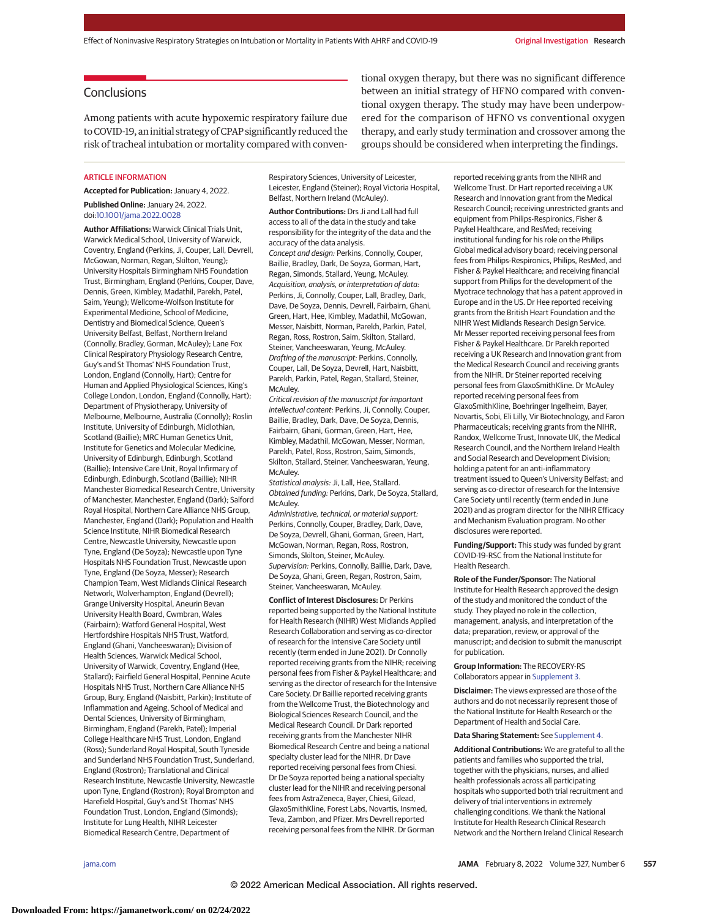## Conclusions

Among patients with acute hypoxemic respiratory failure due to COVID-19, an initial strategy of CPAP significantly reduced the risk of tracheal intubation or mortality compared with conventional oxygen therapy, but there was no significant difference between an initial strategy of HFNO compared with conventional oxygen therapy. The study may have been underpowered for the comparison of HFNO vs conventional oxygen therapy, and early study termination and crossover among the groups should be considered when interpreting the findings.

ARTICLE INFORMATION

**Accepted for Publication:** January 4, 2022.

**Published Online:** January 24, 2022. doi:10.1001/jama.2022.0028

**Author Affiliations:** Warwick Clinical Trials Unit, Warwick Medical School, University of Warwick, Coventry, England (Perkins, Ji, Couper, Lall, Devrell, McGowan, Norman, Regan, Skilton, Yeung); University Hospitals Birmingham NHS Foundation Trust, Birmingham, England (Perkins, Couper, Dave, Dennis, Green, Kimbley, Madathil, Parekh, Patel, Saim, Yeung); Wellcome-Wolfson Institute for Experimental Medicine, School of Medicine, Dentistry and Biomedical Science, Queen's University Belfast, Belfast, Northern Ireland (Connolly, Bradley, Gorman, McAuley); Lane Fox Clinical Respiratory Physiology Research Centre, Guy's and St Thomas' NHS Foundation Trust, London, England (Connolly, Hart); Centre for Human and Applied Physiological Sciences, King's College London, London, England (Connolly, Hart); Department of Physiotherapy, University of Melbourne, Melbourne, Australia (Connolly); Roslin Institute, University of Edinburgh, Midlothian, Scotland (Baillie); MRC Human Genetics Unit, Institute for Genetics and Molecular Medicine, University of Edinburgh, Edinburgh, Scotland (Baillie); Intensive Care Unit, Royal Infirmary of Edinburgh, Edinburgh, Scotland (Baillie); NIHR Manchester Biomedical Research Centre, University of Manchester, Manchester, England (Dark); Salford Royal Hospital, Northern Care Alliance NHS Group, Manchester, England (Dark); Population and Health Science Institute, NIHR Biomedical Research Centre, Newcastle University, Newcastle upon Tyne, England (De Soyza); Newcastle upon Tyne Hospitals NHS Foundation Trust, Newcastle upon Tyne, England (De Soyza, Messer); Research Champion Team, West Midlands Clinical Research Network, Wolverhampton, England (Devrell); Grange University Hospital, Aneurin Bevan University Health Board, Cwmbran, Wales (Fairbairn); Watford General Hospital, West Hertfordshire Hospitals NHS Trust, Watford, England (Ghani, Vancheeswaran); Division of Health Sciences, Warwick Medical School, University of Warwick, Coventry, England (Hee, Stallard); Fairfield General Hospital, Pennine Acute Hospitals NHS Trust, Northern Care Alliance NHS Group, Bury, England (Naisbitt, Parkin); Institute of Inflammation and Ageing, School of Medical and Dental Sciences, University of Birmingham, Birmingham, England (Parekh, Patel); Imperial College Healthcare NHS Trust, London, England (Ross); Sunderland Royal Hospital, South Tyneside and Sunderland NHS Foundation Trust, Sunderland, England (Rostron); Translational and Clinical Research Institute, Newcastle University, Newcastle upon Tyne, England (Rostron); Royal Brompton and Harefield Hospital, Guy's and St Thomas' NHS Foundation Trust, London, England (Simonds); Institute for Lung Health, NIHR Leicester Biomedical Research Centre, Department of Respiratory Sciences, University of Leicester, Leicester, England (Steiner); Royal Victoria Hospital, Belfast, Northern Ireland (McAuley).

**Author Contributions:** Drs Ji and Lall had full access to all of the data in the study and take responsibility for the integrity of the data and the accuracy of the data analysis.

*Concept and design:* Perkins, Connolly, Couper, Baillie, Bradley, Dark, De Soyza, Gorman, Hart, Regan, Simonds, Stallard, Yeung, McAuley.

*Acquisition, analysis, or interpretation of data:* Perkins, Ji, Connolly, Couper, Lall, Bradley, Dark, Dave, De Soyza, Dennis, Devrell, Fairbairn, Ghani, Green, Hart, Hee, Kimbley, Madathil, McGowan, Messer, Naisbitt, Norman, Parekh, Parkin, Patel, Regan, Ross, Rostron, Saim, Skilton, Stallard, Steiner, Vancheeswaran, Yeung, McAuley.

*Drafting of the manuscript:* Perkins, Connolly, Couper, Lall, De Soyza, Devrell, Hart, Naisbitt, Parekh, Parkin, Patel, Regan, Stallard, Steiner, McAuley.

*Critical revision of the manuscript for important intellectual content:* Perkins, Ji, Connolly, Couper, Baillie, Bradley, Dark, Dave, De Soyza, Dennis, Fairbairn, Ghani, Gorman, Green, Hart, Hee, Kimbley, Madathil, McGowan, Messer, Norman, Parekh, Patel, Ross, Rostron, Saim, Simonds, Skilton, Stallard, Steiner, Vancheeswaran, Yeung, McAuley.

*Statistical analysis:* Ji, Lall, Hee, Stallard.

*Obtained funding:* Perkins, Dark, De Soyza, Stallard, McAuley.

*Administrative, technical, or material support:* Perkins, Connolly, Couper, Bradley, Dark, Dave, De Soyza, Devrell, Ghani, Gorman, Green, Hart, McGowan, Norman, Regan, Ross, Rostron, Simonds, Skilton, Steiner, McAuley.

*Supervision:* Perkins, Connolly, Baillie, Dark, Dave, De Soyza, Ghani, Green, Regan, Rostron, Saim, Steiner, Vancheeswaran, McAuley.

**Conflict of Interest Disclosures:** Dr Perkins reported being supported by the National Institute for Health Research (NIHR) West Midlands Applied Research Collaboration and serving as co-director of research for the Intensive Care Society until recently (term ended in June 2021). Dr Connolly reported receiving grants from the NIHR; receiving personal fees from Fisher & Paykel Healthcare; and serving as the director of research for the Intensive Care Society. Dr Baillie reported receiving grants from the Wellcome Trust, the Biotechnology and Biological Sciences Research Council, and the Medical Research Council. Dr Dark reported receiving grants from the Manchester NIHR Biomedical Research Centre and being a national specialty cluster lead for the NIHR. Dr Dave reported receiving personal fees from Chiesi. Dr De Soyza reported being a national specialty cluster lead for the NIHR and receiving personal fees from AstraZeneca, Bayer, Chiesi, Gilead, GlaxoSmithKline, Forest Labs, Novartis, Insmed, Teva, Zambon, and Pfizer. Mrs Devrell reported receiving personal fees from the NIHR. Dr Gorman reported receiving grants from the NIHR and Wellcome Trust. Dr Hart reported receiving a UK Research and Innovation grant from the Medical Research Council; receiving unrestricted grants and equipment from Philips-Respironics, Fisher & Paykel Healthcare, and ResMed; receiving institutional funding for his role on the Philips Global medical advisory board; receiving personal fees from Philips-Respironics, Philips, ResMed, and Fisher & Paykel Healthcare; and receiving financial support from Philips for the development of the Myotrace technology that has a patent approved in Europe and in the US. Dr Hee reported receiving grants from the British Heart Foundation and the NIHR West Midlands Research Design Service. Mr Messer reported receiving personal fees from Fisher & Paykel Healthcare. Dr Parekh reported receiving a UK Research and Innovation grant from the Medical Research Council and receiving grants from the NIHR. Dr Steiner reported receiving personal fees from GlaxoSmithKline. Dr McAuley reported receiving personal fees from GlaxoSmithKline, Boehringer Ingelheim, Bayer, Novartis, Sobi, Eli Lilly, Vir Biotechnology, and Faron Pharmaceuticals; receiving grants from the NIHR, Randox, Wellcome Trust, Innovate UK, the Medical Research Council, and the Northern Ireland Health and Social Research and Development Division; holding a patent for an anti-inflammatory treatment issued to Queen's University Belfast; and serving as co-director of research for the Intensive Care Society until recently (term ended in June 2021) and as program director for the NIHR Efficacy and Mechanism Evaluation program. No other disclosures were reported.

**Funding/Support:** This study was funded by grant COVID-19-RSC from the National Institute for Health Research.

**Role of the Funder/Sponsor:** The National Institute for Health Research approved the design of the study and monitored the conduct of the study. They played no role in the collection, management, analysis, and interpretation of the data; preparation, review, or approval of the manuscript; and decision to submit the manuscript for publication.

**Group Information:** The RECOVERY-RS Collaborators appear in Supplement 3.

**Disclaimer:** The views expressed are those of the authors and do not necessarily represent those of the National Institute for Health Research or the Department of Health and Social Care.

**Data Sharing Statement:** See Supplement 4.

**Additional Contributions:** We are grateful to all the patients and families who supported the trial, together with the physicians, nurses, and allied health professionals across all participating hospitals who supported both trial recruitment and delivery of trial interventions in extremely challenging conditions. We thank the National Institute for Health Research Clinical Research Network and the Northern Ireland Clinical Research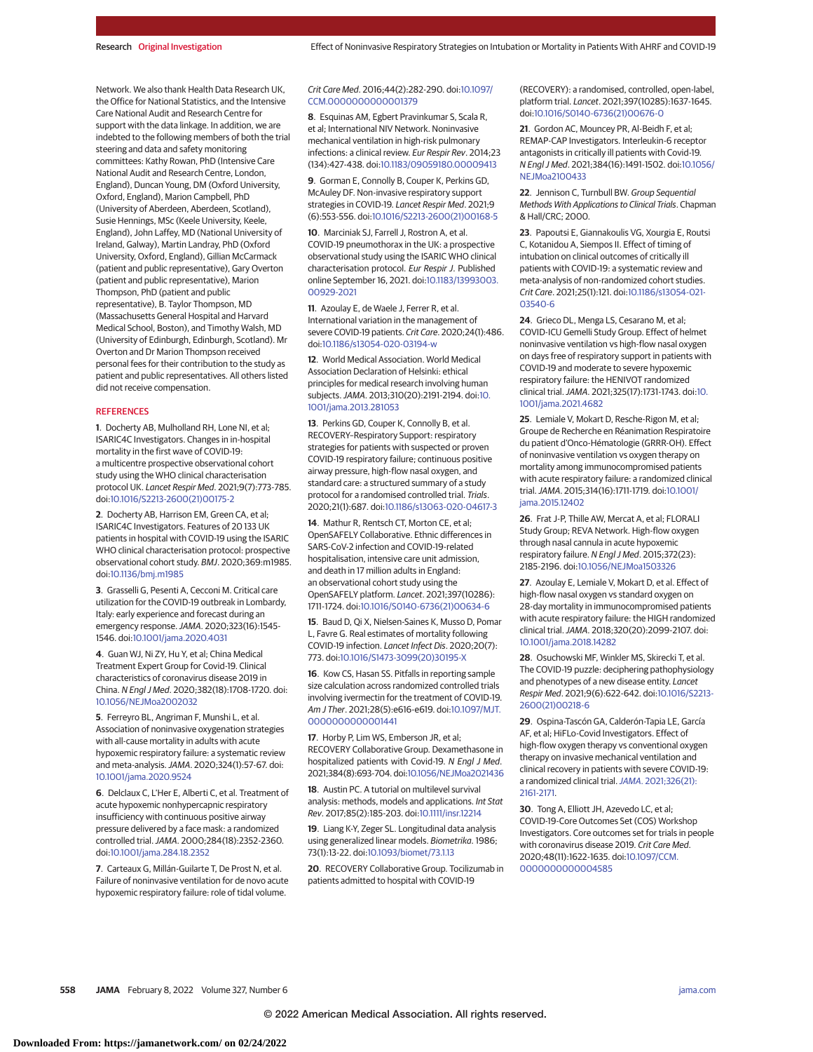Network. We also thank Health Data Research UK, the Office for National Statistics, and the Intensive Care National Audit and Research Centre for support with the data linkage. In addition, we are indebted to the following members of both the trial steering and data and safety monitoring committees: Kathy Rowan, PhD (Intensive Care National Audit and Research Centre, London, England), Duncan Young, DM (Oxford University, Oxford, England), Marion Campbell, PhD (University of Aberdeen, Aberdeen, Scotland), Susie Hennings, MSc (Keele University, Keele, England), John Laffey, MD (National University of Ireland, Galway), Martin Landray, PhD (Oxford University, Oxford, England), Gillian McCarmack (patient and public representative), Gary Overton (patient and public representative), Marion Thompson, PhD (patient and public representative), B. Taylor Thompson, MD (Massachusetts General Hospital and Harvard Medical School, Boston), and Timothy Walsh, MD (University of Edinburgh, Edinburgh, Scotland). Mr Overton and Dr Marion Thompson received personal fees for their contribution to the study as patient and public representatives. All others listed did not receive compensation.

## REFERENCES

1. Docherty AB, Mulholland RH, Lone NI, et al; ISARIC4C Investigators. Changes in in-hospital mortality in the first wave of COVID-19: a multicentre prospective observational cohort study using the WHO clinical characterisation protocol UK. *Lancet Respir Med*. 2021;9(7):773-785. doi:10.1016/S2213-2600(21)00175-2

2. Docherty AB, Harrison EM, Green CA, et al; ISARIC4C Investigators. Features of 20 133 UK patients in hospital with COVID-19 using the ISARIC WHO clinical characterisation protocol: prospective observational cohort study. *BMJ*. 2020;369:m1985. doi:10.1136/bmj.m1985

3. Grasselli G, Pesenti A, Cecconi M. Critical care utilization for the COVID-19 outbreak in Lombardy, Italy: early experience and forecast during an emergency response. *JAMA*. 2020;323(16):1545-1546. doi:10.1001/jama.2020.4031

4. Guan WJ, Ni ZY, Hu Y, et al; China Medical Treatment Expert Group for Covid-19. Clinical characteristics of coronavirus disease 2019 in China. *N Engl J Med*. 2020;382(18):1708-1720. doi:10.1056/NEJMoa2002032

5. Ferreyro BL, Angriman F, Munshi L, et al. Association of noninvasive oxygenation strategies with all-cause mortality in adults with acute hypoxemic respiratory failure: a systematic review and meta-analysis. *JAMA*. 2020;324(1):57-67. doi:10.1001/jama.2020.9524

6. Delclaux C, L'Her E, Alberti C, et al. Treatment of acute hypoxemic nonhypercapnic respiratory insufficiency with continuous positive airway pressure delivered by a face mask: a randomized controlled trial. *JAMA*. 2000;284(18):2352-2360. doi:10.1001/jama.284.18.2352

7. Carteaux G, Millán-Guilarte T, De Prost N, et al. Failure of noninvasive ventilation for de novo acute hypoxemic respiratory failure: role of tidal volume. *Crit Care Med*. 2016;44(2):282-290. doi:10.1097/CCM.0000000000001379

8. Esquinas AM, Egbert Pravinkumar S, Scala R, et al; International NIV Network. Noninvasive mechanical ventilation in high-risk pulmonary infections: a clinical review. *Eur Respir Rev*. 2014;23(134):427-438. doi:10.1183/09059180.00009413

9. Gorman E, Connolly B, Couper K, Perkins GD, McAuley DF. Non-invasive respiratory support strategies in COVID-19. *Lancet Respir Med*. 2021;9(6):553-556. doi:10.1016/S2213-2600(21)00168-5

10. Marciniak SJ, Farrell J, Rostron A, et al. COVID-19 pneumothorax in the UK: a prospective observational study using the ISARIC WHO clinical characterisation protocol. *Eur Respir J*. Published online September 16, 2021. doi:10.1183/13993003.00929-2021

11. Azoulay E, de Waele J, Ferrer R, et al. International variation in the management of severe COVID-19 patients. *Crit Care*. 2020;24(1):486. doi:10.1186/s13054-020-03194-w

12. World Medical Association. World Medical Association Declaration of Helsinki: ethical principles for medical research involving human subjects. *JAMA*. 2013;310(20):2191-2194. doi:10.1001/jama.2013.281053

13. Perkins GD, Couper K, Connolly B, et al. RECOVERY-Respiratory Support: respiratory strategies for patients with suspected or proven COVID-19 respiratory failure; continuous positive airway pressure, high-flow nasal oxygen, and standard care: a structured summary of a study protocol for a randomised controlled trial. *Trials*. 2020;21(1):687. doi:10.1186/s13063-020-04617-3

14. Mathur R, Rentsch CT, Morton CE, et al; OpenSAFELY Collaborative. Ethnic differences in SARS-CoV-2 infection and COVID-19-related hospitalisation, intensive care unit admission, and death in 17 million adults in England: an observational cohort study using the OpenSAFELY platform. *Lancet*. 2021;397(10286):1711-1724. doi:10.1016/S0140-6736(21)00634-6

15. Baud D, Qi X, Nielsen-Saines K, Musso D, Pomar L, Favre G. Real estimates of mortality following COVID-19 infection. *Lancet Infect Dis*. 2020;20(7):773. doi:10.1016/S1473-3099(20)30195-X

16. Kow CS, Hasan SS. Pitfalls in reporting sample size calculation across randomized controlled trials involving ivermectin for the treatment of COVID-19. *Am J Ther*. 2021;28(5):e616-e619. doi:10.1097/MJT.0000000000001441

17. Horby P, Lim WS, Emberson JR, et al; RECOVERY Collaborative Group. Dexamethasone in hospitalized patients with Covid-19. *N Engl J Med*. 2021;384(8):693-704. doi:10.1056/NEJMoa2021436

18. Austin PC. A tutorial on multilevel survival analysis: methods, models and applications. *Int Stat Rev*. 2017;85(2):185-203. doi:10.1111/insr.12214

19. Liang K-Y, Zeger SL. Longitudinal data analysis using generalized linear models. *Biometrika*. 1986;73(1):13-22. doi:10.1093/biomet/73.1.13

20. RECOVERY Collaborative Group. Tocilizumab in patients admitted to hospital with COVID-19 (RECOVERY): a randomised, controlled, open-label, platform trial. *Lancet*. 2021;397(10285):1637-1645. doi:10.1016/S0140-6736(21)00676-0

21. Gordon AC, Mouncey PR, Al-Beidh F, et al; REMAP-CAP Investigators. Interleukin-6 receptor antagonists in critically ill patients with Covid-19. *N Engl J Med*. 2021;384(16):1491-1502. doi:10.1056/NEJMoa2100433

22. Jennison C, Turnbull BW. *Group Sequential Methods With Applications to Clinical Trials*. Chapman & Hall/CRC; 2000.

23. Papoutsi E, Giannakoulis VG, Xourgia E, Routsi C, Kotanidou A, Siempos II. Effect of timing of intubation on clinical outcomes of critically ill patients with COVID-19: a systematic review and meta-analysis of non-randomized cohort studies. *Crit Care*. 2021;25(1):121. doi:10.1186/s13054-021-03540-6

24. Grieco DL, Menga LS, Cesarano M, et al; COVID-ICU Gemelli Study Group. Effect of helmet noninvasive ventilation vs high-flow nasal oxygen on days free of respiratory support in patients with COVID-19 and moderate to severe hypoxemic respiratory failure: the HENIVOT randomized clinical trial. *JAMA*. 2021;325(17):1731-1743. doi:10.1001/jama.2021.4682

25. Lemiale V, Mokart D, Resche-Rigon M, et al; Groupe de Recherche en Réanimation Respiratoire du patient d'Onco-Hématologie (GRRR-OH). Effect of noninvasive ventilation vs oxygen therapy on mortality among immunocompromised patients with acute respiratory failure: a randomized clinical trial. *JAMA*. 2015;314(16):1711-1719. doi:10.1001/jama.2015.12402

26. Frat J-P, Thille AW, Mercat A, et al; FLORALI Study Group; REVA Network. High-flow oxygen through nasal cannula in acute hypoxemic respiratory failure. *N Engl J Med*. 2015;372(23):2185-2196. doi:10.1056/NEJMoa1503326

27. Azoulay E, Lemiale V, Mokart D, et al. Effect of high-flow nasal oxygen vs standard oxygen on 28-day mortality in immunocompromised patients with acute respiratory failure: the HIGH randomized clinical trial. *JAMA*. 2018;320(20):2099-2107. doi:10.1001/jama.2018.14282

28. Osuchowski MF, Winkler MS, Skirecki T, et al. The COVID-19 puzzle: deciphering pathophysiology and phenotypes of a new disease entity. *Lancet Respir Med*. 2021;9(6):622-642. doi:10.1016/S2213-2600(21)00218-6

29. Ospina-Tascón GA, Calderón-Tapia LE, García AF, et al; HiFLo-Covid Investigators. Effect of high-flow oxygen therapy vs conventional oxygen therapy on invasive mechanical ventilation and clinical recovery in patients with severe COVID-19: a randomized clinical trial. *JAMA*. 2021;326(21):2161-2171.

30. Tong A, Elliott JH, Azevedo LC, et al; COVID-19-Core Outcomes Set (COS) Workshop Investigators. Core outcomes set for trials in people with coronavirus disease 2019. *Crit Care Med*. 2020;48(11):1622-1635. doi:10.1097/CCM.0000000000004585